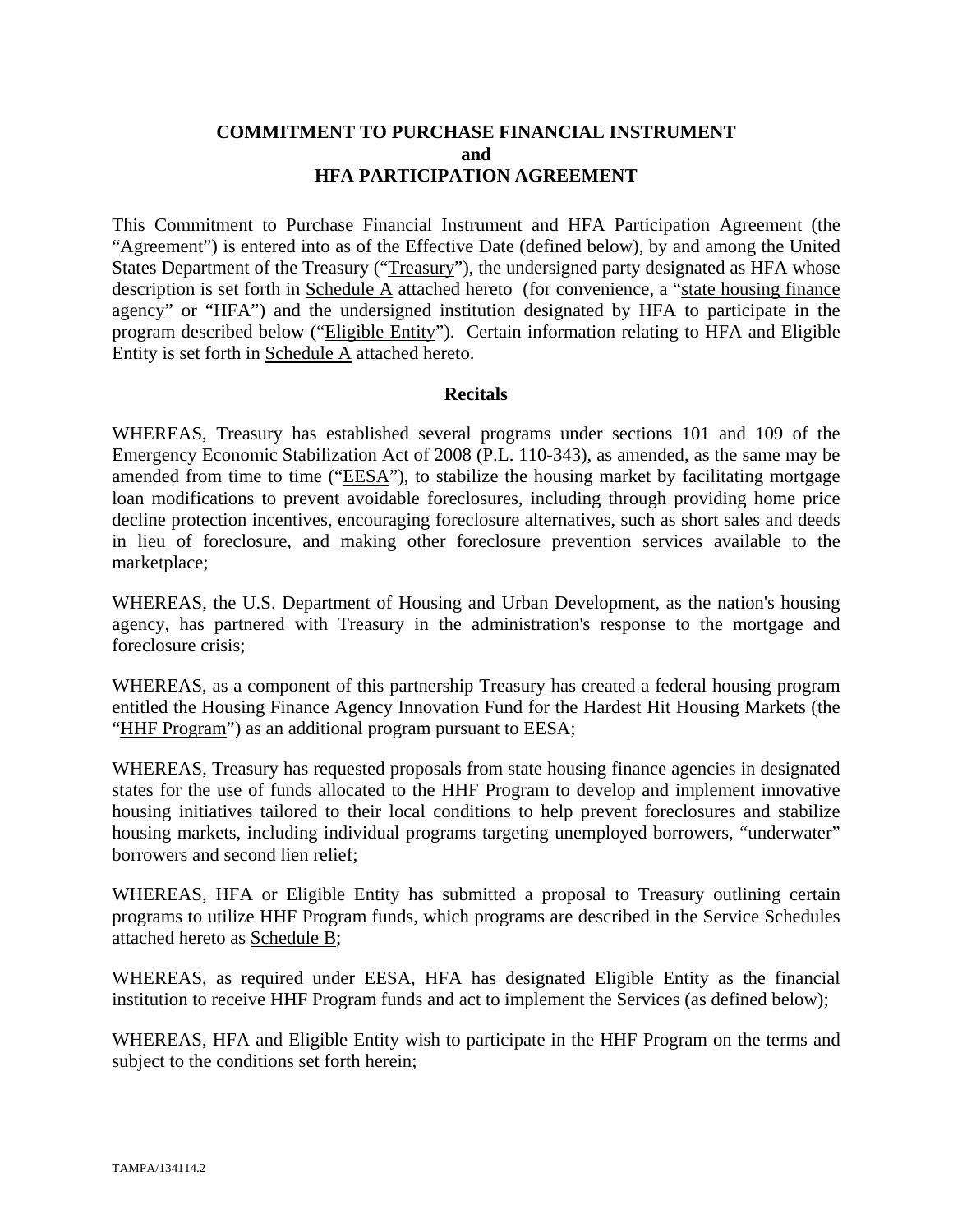# COMMITMENT TO PURCHASE FINANCIAL INSTRUMENT and HFA PARTICIPATION AGREEMENT

This Commitment to Purchase Financial Instrument and HFA Participation Agreement (the "Agreement") is entered into as of the Effective Date (defined below), by and among the United States Department of the Treasury ("Treasury"), the undersigned party designated as HFA whose description is set forth in Schedule A attached hereto (for convenience, a "state housing finance agency" or "HFA") and the undersigned institution designated by HFA to participate in the program described below ("Eligible Entity"). Certain information relating to HFA and Eligible Entity is set forth in Schedule A attached hereto.

## Recitals

WHEREAS, Treasury has established several programs under sections 101 and 109 of the Emergency Economic Stabilization Act of 2008 (P.L. 110-343), as amended, as the same may be amended from time to time ("EESA"), to stabilize the housing market by facilitating mortgage loan modifications to prevent avoidable foreclosures, including through providing home price decline protection incentives, encouraging foreclosure alternatives, such as short sales and deeds in lieu of foreclosure, and making other foreclosure prevention services available to the marketplace;

WHEREAS, the U.S. Department of Housing and Urban Development, as the nation's housing agency, has partnered with Treasury in the administration's response to the mortgage and foreclosure crisis;

WHEREAS, as a component of this partnership Treasury has created a federal housing program entitled the Housing Finance Agency Innovation Fund for the Hardest Hit Housing Markets (the "HHF Program") as an additional program pursuant to EESA;

WHEREAS, Treasury has requested proposals from state housing finance agencies in designated states for the use of funds allocated to the HHF Program to develop and implement innovative housing initiatives tailored to their local conditions to help prevent foreclosures and stabilize housing markets, including individual programs targeting unemployed borrowers, "underwater" borrowers and second lien relief;

WHEREAS, HFA or Eligible Entity has submitted a proposal to Treasury outlining certain programs to utilize HHF Program funds, which programs are described in the Service Schedules attached hereto as Schedule B;

WHEREAS, as required under EESA, HFA has designated Eligible Entity as the financial institution to receive HHF Program funds and act to implement the Services (as defined below);

WHEREAS, HFA and Eligible Entity wish to participate in the HHF Program on the terms and subject to the conditions set forth herein;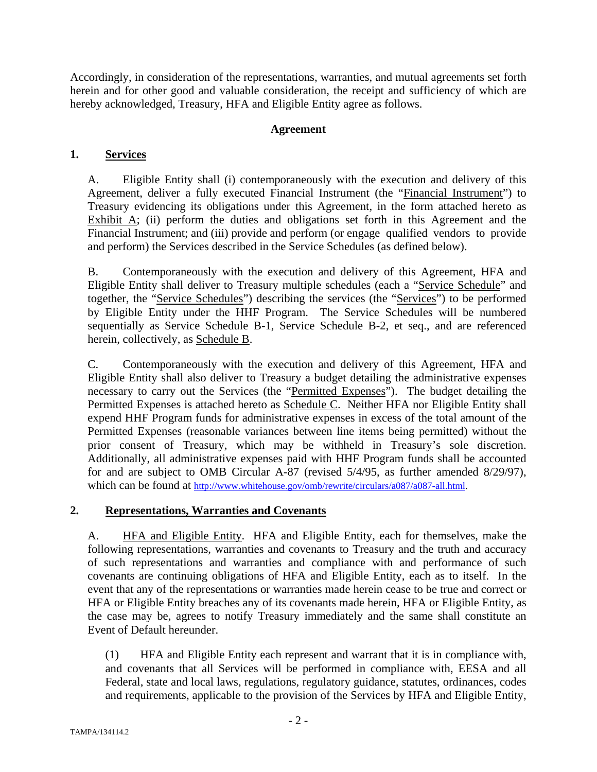Accordingly, in consideration of the representations, warranties, and mutual agreements set forth herein and for other good and valuable consideration, the receipt and sufficiency of which are hereby acknowledged, Treasury, HFA and Eligible Entity agree as follows.

**Agreement**

## 1. Services

A. Eligible Entity shall (i) contemporaneously with the execution and delivery of this Agreement, deliver a fully executed Financial Instrument (the "Financial Instrument") to Treasury evidencing its obligations under this Agreement, in the form attached hereto as Exhibit A; (ii) perform the duties and obligations set forth in this Agreement and the Financial Instrument; and (iii) provide and perform (or engage qualified vendors to provide and perform) the Services described in the Service Schedules (as defined below).

B. Contemporaneously with the execution and delivery of this Agreement, HFA and Eligible Entity shall deliver to Treasury multiple schedules (each a "Service Schedule" and together, the "Service Schedules") describing the services (the "Services") to be performed by Eligible Entity under the HHF Program. The Service Schedules will be numbered sequentially as Service Schedule B-1, Service Schedule B-2, et seq., and are referenced herein, collectively, as Schedule B.

C. Contemporaneously with the execution and delivery of this Agreement, HFA and Eligible Entity shall also deliver to Treasury a budget detailing the administrative expenses necessary to carry out the Services (the "Permitted Expenses"). The budget detailing the Permitted Expenses is attached hereto as Schedule C. Neither HFA nor Eligible Entity shall expend HHF Program funds for administrative expenses in excess of the total amount of the Permitted Expenses (reasonable variances between line items being permitted) without the prior consent of Treasury, which may be withheld in Treasury's sole discretion. Additionally, all administrative expenses paid with HHF Program funds shall be accounted for and are subject to OMB Circular A-87 (revised 5/4/95, as further amended 8/29/97), which can be found at http://www.whitehouse.gov/omb/rewrite/circulars/a087/a087-all.html.

## 2. Representations, Warranties and Covenants

A. HFA and Eligible Entity. HFA and Eligible Entity, each for themselves, make the following representations, warranties and covenants to Treasury and the truth and accuracy of such representations and warranties and compliance with and performance of such covenants are continuing obligations of HFA and Eligible Entity, each as to itself. In the event that any of the representations or warranties made herein cease to be true and correct or HFA or Eligible Entity breaches any of its covenants made herein, HFA or Eligible Entity, as the case may be, agrees to notify Treasury immediately and the same shall constitute an Event of Default hereunder.

(1) HFA and Eligible Entity each represent and warrant that it is in compliance with, and covenants that all Services will be performed in compliance with, EESA and all Federal, state and local laws, regulations, regulatory guidance, statutes, ordinances, codes and requirements, applicable to the provision of the Services by HFA and Eligible Entity,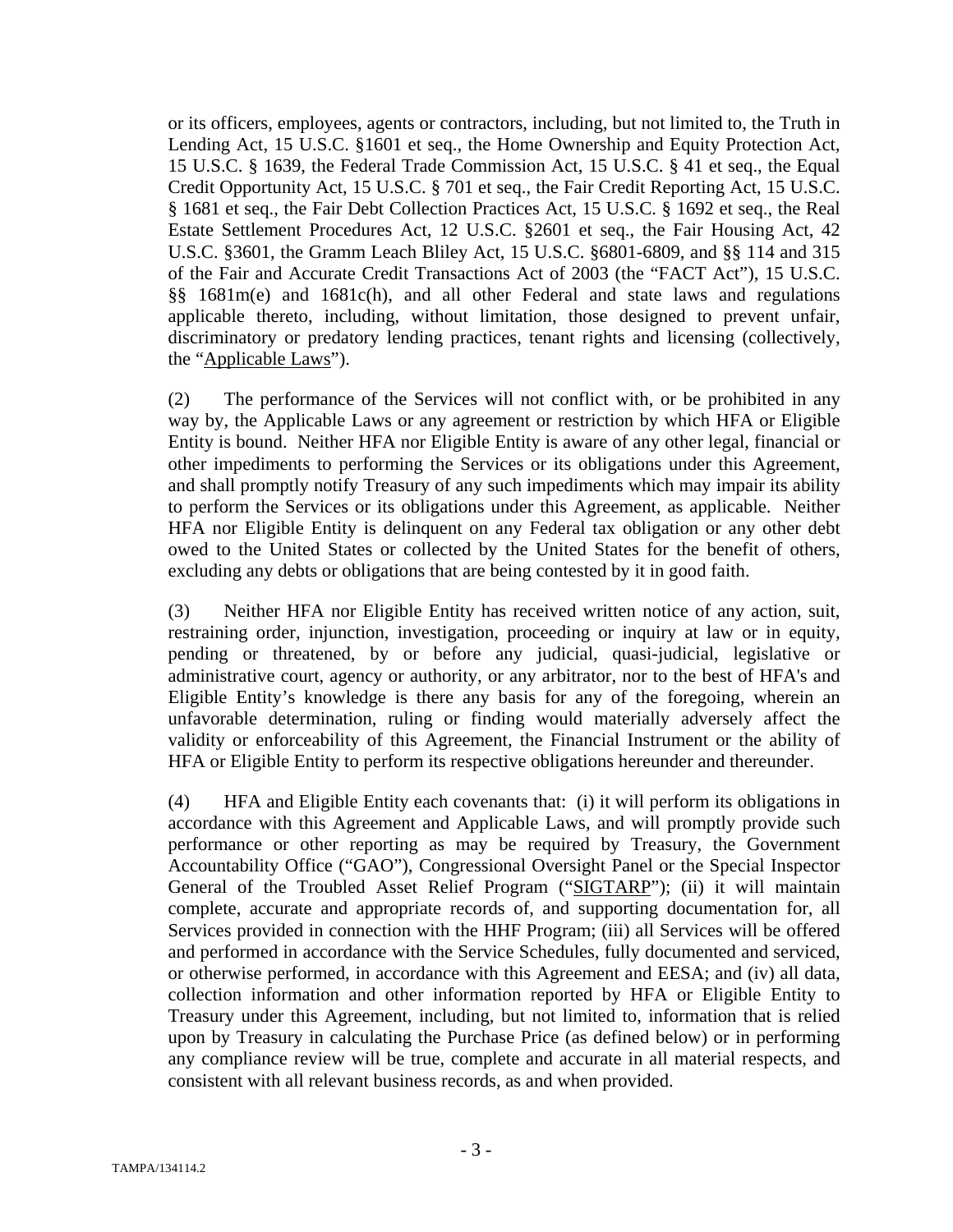or its officers, employees, agents or contractors, including, but not limited to, the Truth in Lending Act, 15 U.S.C. §1601 et seq., the Home Ownership and Equity Protection Act, 15 U.S.C. § 1639, the Federal Trade Commission Act, 15 U.S.C. § 41 et seq., the Equal Credit Opportunity Act, 15 U.S.C. § 701 et seq., the Fair Credit Reporting Act, 15 U.S.C. § 1681 et seq., the Fair Debt Collection Practices Act, 15 U.S.C. § 1692 et seq., the Real Estate Settlement Procedures Act, 12 U.S.C. §2601 et seq., the Fair Housing Act, 42 U.S.C. §3601, the Gramm Leach Bliley Act, 15 U.S.C. §6801-6809, and §§ 114 and 315 of the Fair and Accurate Credit Transactions Act of 2003 (the "FACT Act"), 15 U.S.C. §§ 1681m(e) and 1681c(h), and all other Federal and state laws and regulations applicable thereto, including, without limitation, those designed to prevent unfair, discriminatory or predatory lending practices, tenant rights and licensing (collectively, the "Applicable Laws").

(2) The performance of the Services will not conflict with, or be prohibited in any way by, the Applicable Laws or any agreement or restriction by which HFA or Eligible Entity is bound. Neither HFA nor Eligible Entity is aware of any other legal, financial or other impediments to performing the Services or its obligations under this Agreement, and shall promptly notify Treasury of any such impediments which may impair its ability to perform the Services or its obligations under this Agreement, as applicable. Neither HFA nor Eligible Entity is delinquent on any Federal tax obligation or any other debt owed to the United States or collected by the United States for the benefit of others, excluding any debts or obligations that are being contested by it in good faith.

(3) Neither HFA nor Eligible Entity has received written notice of any action, suit, restraining order, injunction, investigation, proceeding or inquiry at law or in equity, pending or threatened, by or before any judicial, quasi-judicial, legislative or administrative court, agency or authority, or any arbitrator, nor to the best of HFA's and Eligible Entity's knowledge is there any basis for any of the foregoing, wherein an unfavorable determination, ruling or finding would materially adversely affect the validity or enforceability of this Agreement, the Financial Instrument or the ability of HFA or Eligible Entity to perform its respective obligations hereunder and thereunder.

(4) HFA and Eligible Entity each covenants that: (i) it will perform its obligations in accordance with this Agreement and Applicable Laws, and will promptly provide such performance or other reporting as may be required by Treasury, the Government Accountability Office ("GAO"), Congressional Oversight Panel or the Special Inspector General of the Troubled Asset Relief Program ("SIGTARP"); (ii) it will maintain complete, accurate and appropriate records of, and supporting documentation for, all Services provided in connection with the HHF Program; (iii) all Services will be offered and performed in accordance with the Service Schedules, fully documented and serviced, or otherwise performed, in accordance with this Agreement and EESA; and (iv) all data, collection information and other information reported by HFA or Eligible Entity to Treasury under this Agreement, including, but not limited to, information that is relied upon by Treasury in calculating the Purchase Price (as defined below) or in performing any compliance review will be true, complete and accurate in all material respects, and consistent with all relevant business records, as and when provided.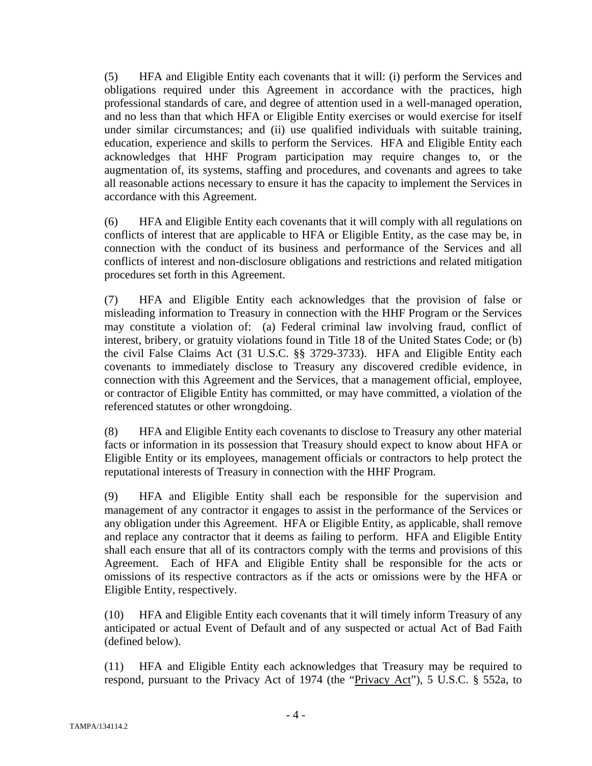(5) HFA and Eligible Entity each covenants that it will: (i) perform the Services and obligations required under this Agreement in accordance with the practices, high professional standards of care, and degree of attention used in a well-managed operation, and no less than that which HFA or Eligible Entity exercises or would exercise for itself under similar circumstances; and (ii) use qualified individuals with suitable training, education, experience and skills to perform the Services. HFA and Eligible Entity each acknowledges that HHF Program participation may require changes to, or the augmentation of, its systems, staffing and procedures, and covenants and agrees to take all reasonable actions necessary to ensure it has the capacity to implement the Services in accordance with this Agreement.

(6) HFA and Eligible Entity each covenants that it will comply with all regulations on conflicts of interest that are applicable to HFA or Eligible Entity, as the case may be, in connection with the conduct of its business and performance of the Services and all conflicts of interest and non-disclosure obligations and restrictions and related mitigation procedures set forth in this Agreement.

(7) HFA and Eligible Entity each acknowledges that the provision of false or misleading information to Treasury in connection with the HHF Program or the Services may constitute a violation of: (a) Federal criminal law involving fraud, conflict of interest, bribery, or gratuity violations found in Title 18 of the United States Code; or (b) the civil False Claims Act (31 U.S.C. §§ 3729-3733). HFA and Eligible Entity each covenants to immediately disclose to Treasury any discovered credible evidence, in connection with this Agreement and the Services, that a management official, employee, or contractor of Eligible Entity has committed, or may have committed, a violation of the referenced statutes or other wrongdoing.

(8) HFA and Eligible Entity each covenants to disclose to Treasury any other material facts or information in its possession that Treasury should expect to know about HFA or Eligible Entity or its employees, management officials or contractors to help protect the reputational interests of Treasury in connection with the HHF Program.

(9) HFA and Eligible Entity shall each be responsible for the supervision and management of any contractor it engages to assist in the performance of the Services or any obligation under this Agreement. HFA or Eligible Entity, as applicable, shall remove and replace any contractor that it deems as failing to perform. HFA and Eligible Entity shall each ensure that all of its contractors comply with the terms and provisions of this Agreement. Each of HFA and Eligible Entity shall be responsible for the acts or omissions of its respective contractors as if the acts or omissions were by the HFA or Eligible Entity, respectively.

(10) HFA and Eligible Entity each covenants that it will timely inform Treasury of any anticipated or actual Event of Default and of any suspected or actual Act of Bad Faith (defined below).

(11) HFA and Eligible Entity each acknowledges that Treasury may be required to respond, pursuant to the Privacy Act of 1974 (the "Privacy Act"), 5 U.S.C. § 552a, to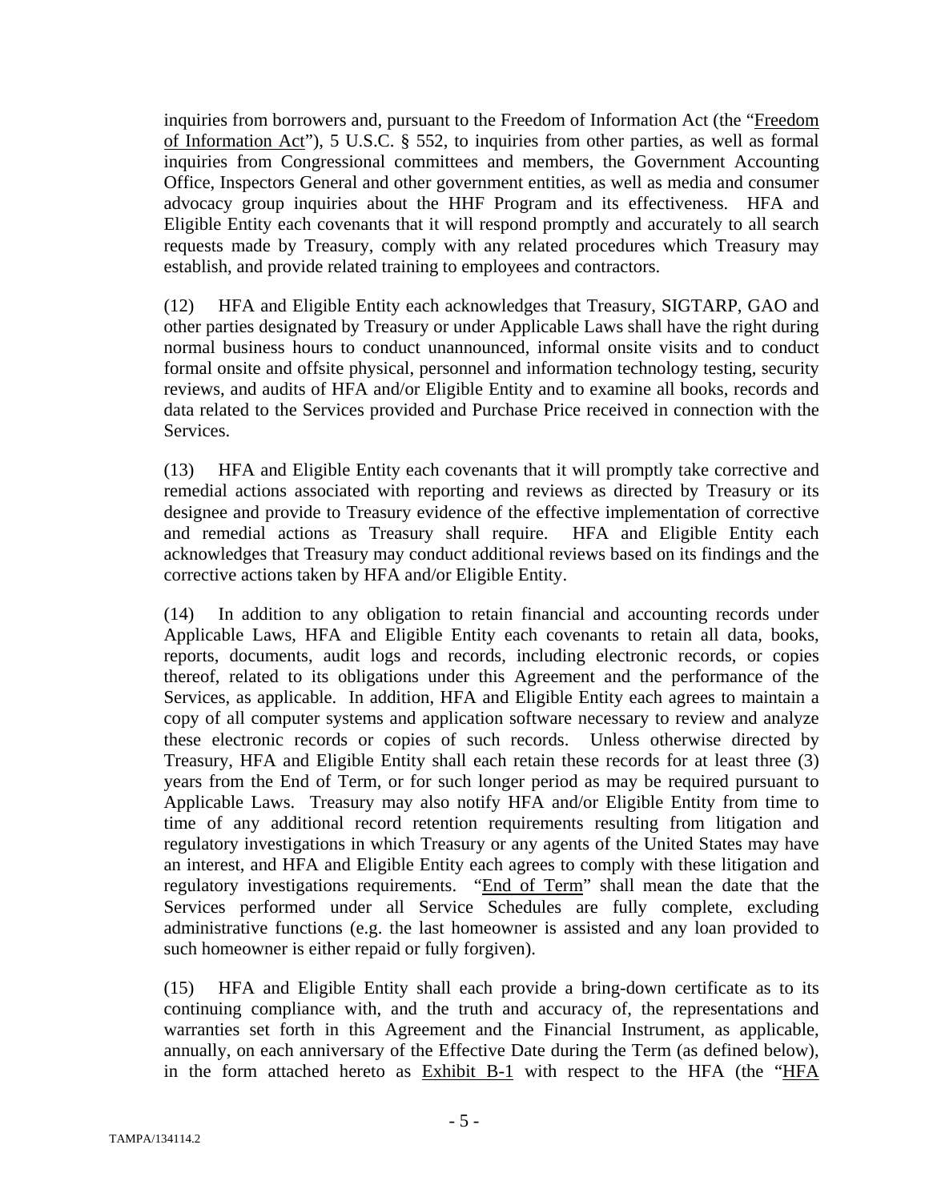inquiries from borrowers and, pursuant to the Freedom of Information Act (the "Freedom of Information Act"), 5 U.S.C. § 552, to inquiries from other parties, as well as formal inquiries from Congressional committees and members, the Government Accounting Office, Inspectors General and other government entities, as well as media and consumer advocacy group inquiries about the HHF Program and its effectiveness. HFA and Eligible Entity each covenants that it will respond promptly and accurately to all search requests made by Treasury, comply with any related procedures which Treasury may establish, and provide related training to employees and contractors.

(12) HFA and Eligible Entity each acknowledges that Treasury, SIGTARP, GAO and other parties designated by Treasury or under Applicable Laws shall have the right during normal business hours to conduct unannounced, informal onsite visits and to conduct formal onsite and offsite physical, personnel and information technology testing, security reviews, and audits of HFA and/or Eligible Entity and to examine all books, records and data related to the Services provided and Purchase Price received in connection with the Services.

(13) HFA and Eligible Entity each covenants that it will promptly take corrective and remedial actions associated with reporting and reviews as directed by Treasury or its designee and provide to Treasury evidence of the effective implementation of corrective and remedial actions as Treasury shall require. HFA and Eligible Entity each acknowledges that Treasury may conduct additional reviews based on its findings and the corrective actions taken by HFA and/or Eligible Entity.

(14) In addition to any obligation to retain financial and accounting records under Applicable Laws, HFA and Eligible Entity each covenants to retain all data, books, reports, documents, audit logs and records, including electronic records, or copies thereof, related to its obligations under this Agreement and the performance of the Services, as applicable. In addition, HFA and Eligible Entity each agrees to maintain a copy of all computer systems and application software necessary to review and analyze these electronic records or copies of such records. Unless otherwise directed by Treasury, HFA and Eligible Entity shall each retain these records for at least three (3) years from the End of Term, or for such longer period as may be required pursuant to Applicable Laws. Treasury may also notify HFA and/or Eligible Entity from time to time of any additional record retention requirements resulting from litigation and regulatory investigations in which Treasury or any agents of the United States may have an interest, and HFA and Eligible Entity each agrees to comply with these litigation and regulatory investigations requirements. "End of Term" shall mean the date that the Services performed under all Service Schedules are fully complete, excluding administrative functions (e.g. the last homeowner is assisted and any loan provided to such homeowner is either repaid or fully forgiven).

(15) HFA and Eligible Entity shall each provide a bring-down certificate as to its continuing compliance with, and the truth and accuracy of, the representations and warranties set forth in this Agreement and the Financial Instrument, as applicable, annually, on each anniversary of the Effective Date during the Term (as defined below), in the form attached hereto as Exhibit B-1 with respect to the HFA (the "HFA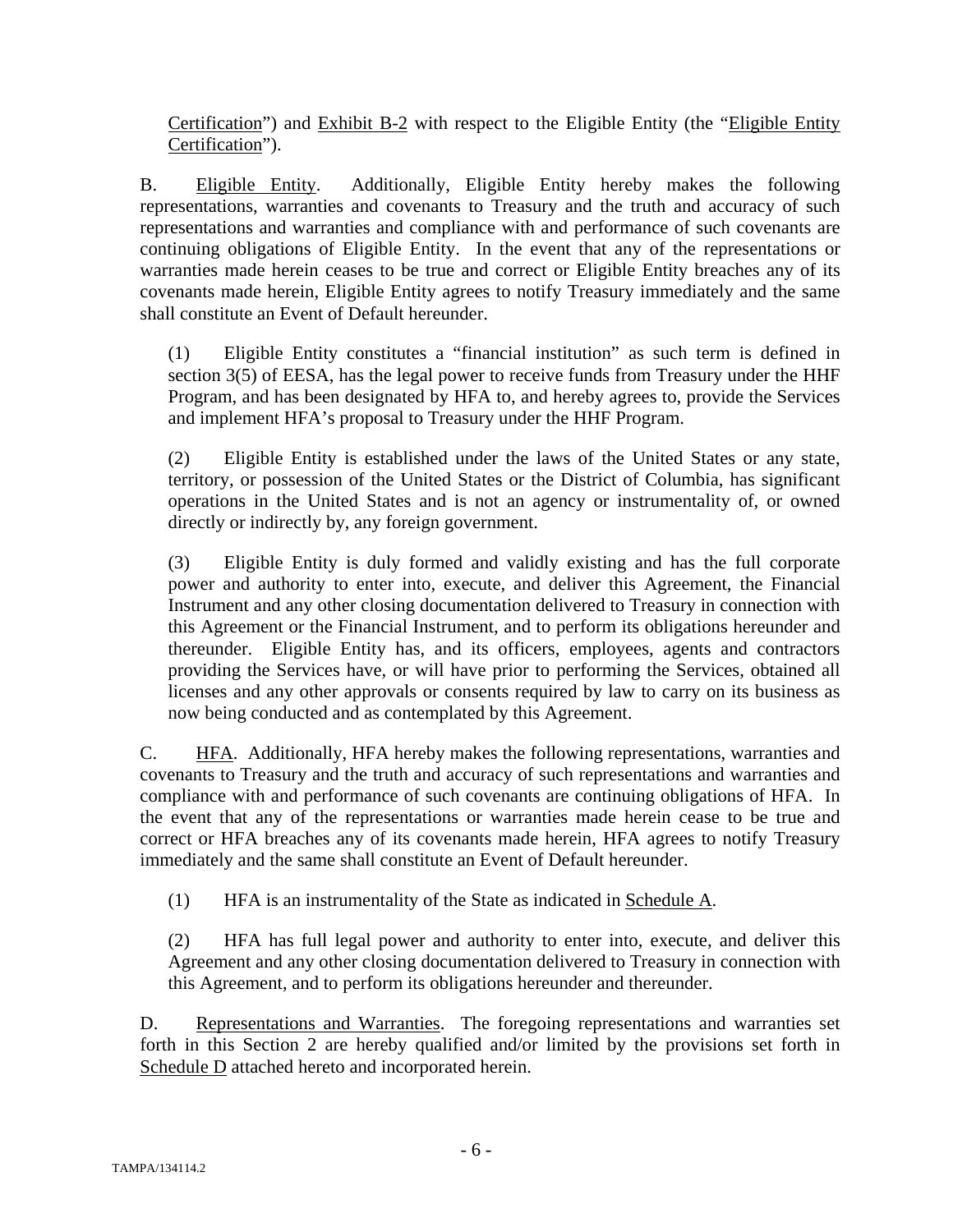Certification") and Exhibit B-2 with respect to the Eligible Entity (the "Eligible Entity Certification").

B. Eligible Entity. Additionally, Eligible Entity hereby makes the following representations, warranties and covenants to Treasury and the truth and accuracy of such representations and warranties and compliance with and performance of such covenants are continuing obligations of Eligible Entity. In the event that any of the representations or warranties made herein ceases to be true and correct or Eligible Entity breaches any of its covenants made herein, Eligible Entity agrees to notify Treasury immediately and the same shall constitute an Event of Default hereunder.

(1) Eligible Entity constitutes a "financial institution" as such term is defined in section 3(5) of EESA, has the legal power to receive funds from Treasury under the HHF Program, and has been designated by HFA to, and hereby agrees to, provide the Services and implement HFA's proposal to Treasury under the HHF Program.

(2) Eligible Entity is established under the laws of the United States or any state, territory, or possession of the United States or the District of Columbia, has significant operations in the United States and is not an agency or instrumentality of, or owned directly or indirectly by, any foreign government.

(3) Eligible Entity is duly formed and validly existing and has the full corporate power and authority to enter into, execute, and deliver this Agreement, the Financial Instrument and any other closing documentation delivered to Treasury in connection with this Agreement or the Financial Instrument, and to perform its obligations hereunder and thereunder. Eligible Entity has, and its officers, employees, agents and contractors providing the Services have, or will have prior to performing the Services, obtained all licenses and any other approvals or consents required by law to carry on its business as now being conducted and as contemplated by this Agreement.

C. HFA. Additionally, HFA hereby makes the following representations, warranties and covenants to Treasury and the truth and accuracy of such representations and warranties and compliance with and performance of such covenants are continuing obligations of HFA. In the event that any of the representations or warranties made herein cease to be true and correct or HFA breaches any of its covenants made herein, HFA agrees to notify Treasury immediately and the same shall constitute an Event of Default hereunder.

(1) HFA is an instrumentality of the State as indicated in Schedule A.

(2) HFA has full legal power and authority to enter into, execute, and deliver this Agreement and any other closing documentation delivered to Treasury in connection with this Agreement, and to perform its obligations hereunder and thereunder.

D. Representations and Warranties. The foregoing representations and warranties set forth in this Section 2 are hereby qualified and/or limited by the provisions set forth in Schedule D attached hereto and incorporated herein.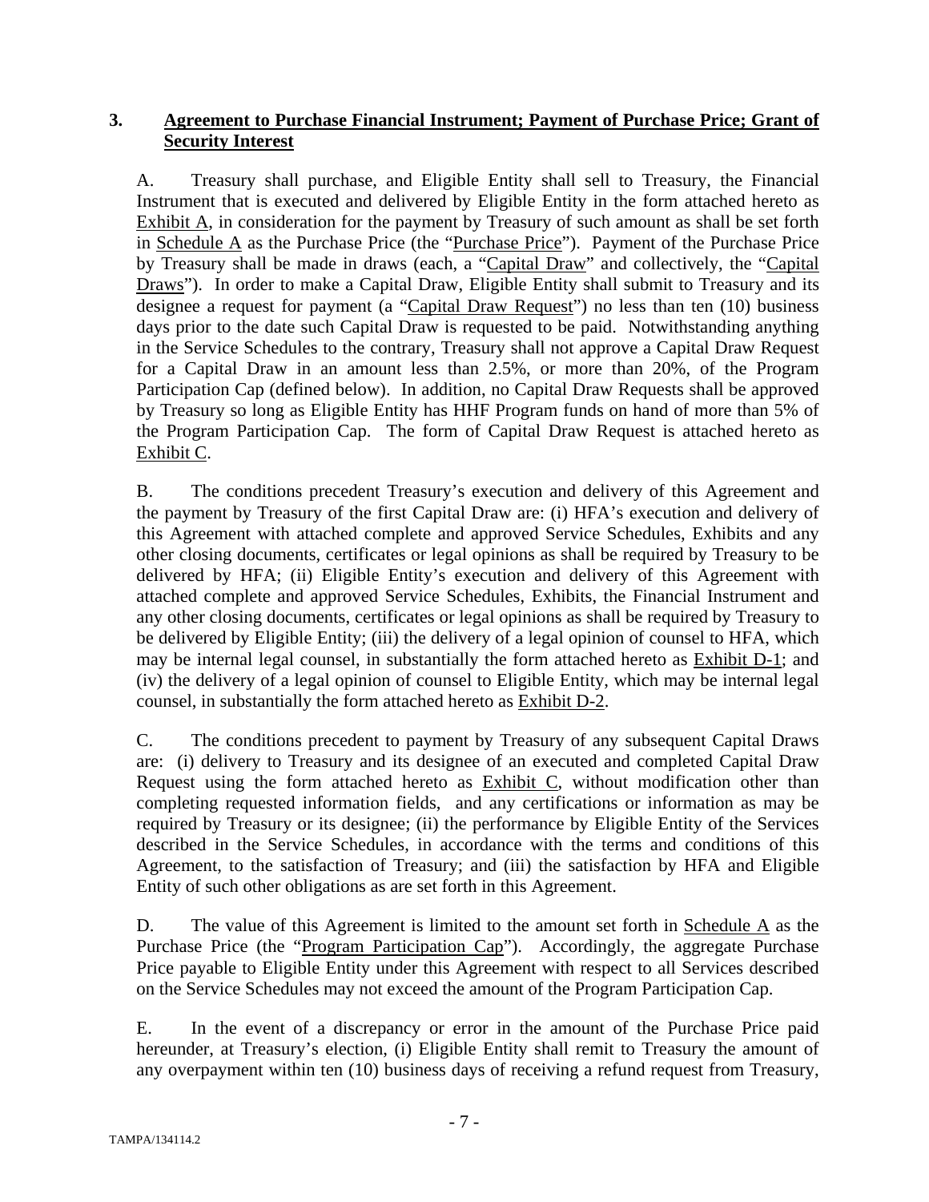## 3. <u>Agreement to Purchase Financial Instrument; Payment of Purchase Price; Grant of Security Interest</u>

A. Treasury shall purchase, and Eligible Entity shall sell to Treasury, the Financial Instrument that is executed and delivered by Eligible Entity in the form attached hereto as <u>Exhibit A</u>, in consideration for the payment by Treasury of such amount as shall be set forth in <u>Schedule A</u> as the Purchase Price (the "<u>Purchase Price</u>"). Payment of the Purchase Price by Treasury shall be made in draws (each, a "<u>Capital Draw</u>" and collectively, the "<u>Capital Draws</u>"). In order to make a Capital Draw, Eligible Entity shall submit to Treasury and its designee a request for payment (a "<u>Capital Draw Request</u>") no less than ten (10) business days prior to the date such Capital Draw is requested to be paid. Notwithstanding anything in the Service Schedules to the contrary, Treasury shall not approve a Capital Draw Request for a Capital Draw in an amount less than 2.5%, or more than 20%, of the Program Participation Cap (defined below). In addition, no Capital Draw Requests shall be approved by Treasury so long as Eligible Entity has HHF Program funds on hand of more than 5% of the Program Participation Cap. The form of Capital Draw Request is attached hereto as <u>Exhibit C</u>.

B. The conditions precedent Treasury's execution and delivery of this Agreement and the payment by Treasury of the first Capital Draw are: (i) HFA's execution and delivery of this Agreement with attached complete and approved Service Schedules, Exhibits and any other closing documents, certificates or legal opinions as shall be required by Treasury to be delivered by HFA; (ii) Eligible Entity's execution and delivery of this Agreement with attached complete and approved Service Schedules, Exhibits, the Financial Instrument and any other closing documents, certificates or legal opinions as shall be required by Treasury to be delivered by Eligible Entity; (iii) the delivery of a legal opinion of counsel to HFA, which may be internal legal counsel, in substantially the form attached hereto as <u>Exhibit D-1</u>; and (iv) the delivery of a legal opinion of counsel to Eligible Entity, which may be internal legal counsel, in substantially the form attached hereto as <u>Exhibit D-2</u>.

C. The conditions precedent to payment by Treasury of any subsequent Capital Draws are: (i) delivery to Treasury and its designee of an executed and completed Capital Draw Request using the form attached hereto as <u>Exhibit C</u>, without modification other than completing requested information fields, and any certifications or information as may be required by Treasury or its designee; (ii) the performance by Eligible Entity of the Services described in the Service Schedules, in accordance with the terms and conditions of this Agreement, to the satisfaction of Treasury; and (iii) the satisfaction by HFA and Eligible Entity of such other obligations as are set forth in this Agreement.

D. The value of this Agreement is limited to the amount set forth in <u>Schedule A</u> as the Purchase Price (the "<u>Program Participation Cap</u>"). Accordingly, the aggregate Purchase Price payable to Eligible Entity under this Agreement with respect to all Services described on the Service Schedules may not exceed the amount of the Program Participation Cap.

E. In the event of a discrepancy or error in the amount of the Purchase Price paid hereunder, at Treasury's election, (i) Eligible Entity shall remit to Treasury the amount of any overpayment within ten (10) business days of receiving a refund request from Treasury,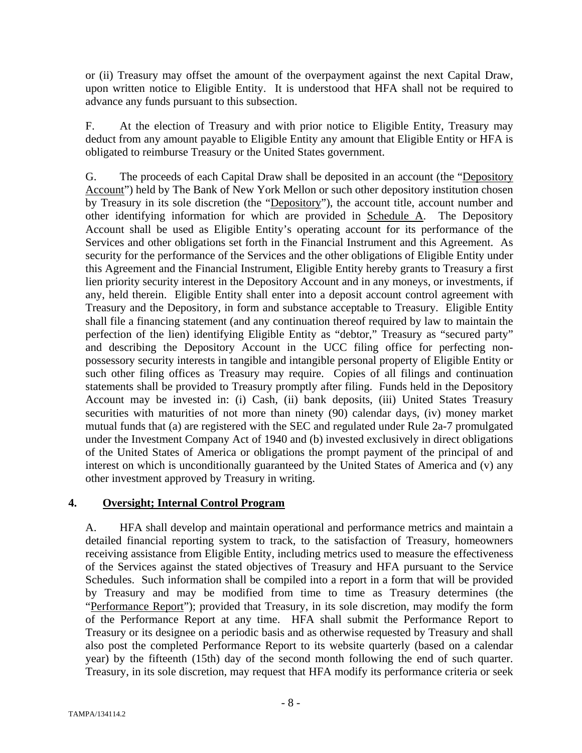or (ii) Treasury may offset the amount of the overpayment against the next Capital Draw, upon written notice to Eligible Entity. It is understood that HFA shall not be required to advance any funds pursuant to this subsection.

F. At the election of Treasury and with prior notice to Eligible Entity, Treasury may deduct from any amount payable to Eligible Entity any amount that Eligible Entity or HFA is obligated to reimburse Treasury or the United States government.

G. The proceeds of each Capital Draw shall be deposited in an account (the "Depository Account") held by The Bank of New York Mellon or such other depository institution chosen by Treasury in its sole discretion (the "Depository"), the account title, account number and other identifying information for which are provided in Schedule A. The Depository Account shall be used as Eligible Entity's operating account for its performance of the Services and other obligations set forth in the Financial Instrument and this Agreement. As security for the performance of the Services and the other obligations of Eligible Entity under this Agreement and the Financial Instrument, Eligible Entity hereby grants to Treasury a first lien priority security interest in the Depository Account and in any moneys, or investments, if any, held therein. Eligible Entity shall enter into a deposit account control agreement with Treasury and the Depository, in form and substance acceptable to Treasury. Eligible Entity shall file a financing statement (and any continuation thereof required by law to maintain the perfection of the lien) identifying Eligible Entity as "debtor," Treasury as "secured party" and describing the Depository Account in the UCC filing office for perfecting non-possessory security interests in tangible and intangible personal property of Eligible Entity or such other filing offices as Treasury may require. Copies of all filings and continuation statements shall be provided to Treasury promptly after filing. Funds held in the Depository Account may be invested in: (i) Cash, (ii) bank deposits, (iii) United States Treasury securities with maturities of not more than ninety (90) calendar days, (iv) money market mutual funds that (a) are registered with the SEC and regulated under Rule 2a-7 promulgated under the Investment Company Act of 1940 and (b) invested exclusively in direct obligations of the United States of America or obligations the prompt payment of the principal of and interest on which is unconditionally guaranteed by the United States of America and (v) any other investment approved by Treasury in writing.

## 4. Oversight; Internal Control Program

A. HFA shall develop and maintain operational and performance metrics and maintain a detailed financial reporting system to track, to the satisfaction of Treasury, homeowners receiving assistance from Eligible Entity, including metrics used to measure the effectiveness of the Services against the stated objectives of Treasury and HFA pursuant to the Service Schedules. Such information shall be compiled into a report in a form that will be provided by Treasury and may be modified from time to time as Treasury determines (the "Performance Report"); provided that Treasury, in its sole discretion, may modify the form of the Performance Report at any time. HFA shall submit the Performance Report to Treasury or its designee on a periodic basis and as otherwise requested by Treasury and shall also post the completed Performance Report to its website quarterly (based on a calendar year) by the fifteenth (15th) day of the second month following the end of such quarter. Treasury, in its sole discretion, may request that HFA modify its performance criteria or seek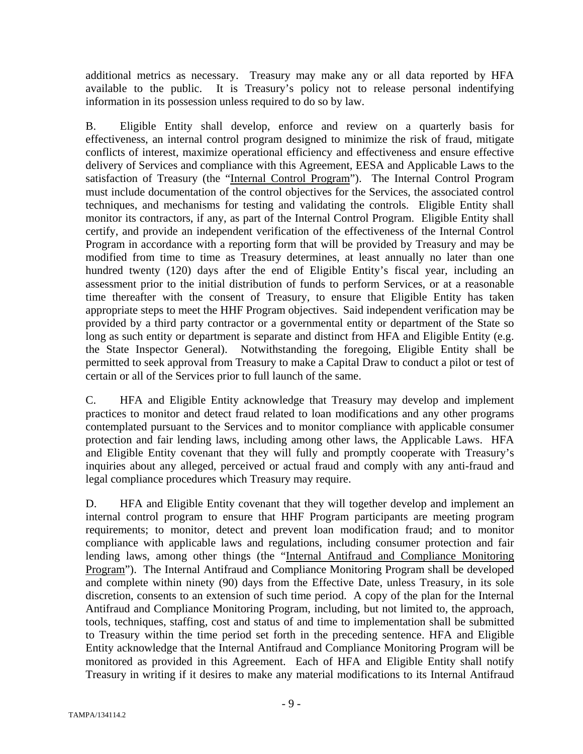additional metrics as necessary. Treasury may make any or all data reported by HFA available to the public. It is Treasury's policy not to release personal indentifying information in its possession unless required to do so by law.

B. Eligible Entity shall develop, enforce and review on a quarterly basis for effectiveness, an internal control program designed to minimize the risk of fraud, mitigate conflicts of interest, maximize operational efficiency and effectiveness and ensure effective delivery of Services and compliance with this Agreement, EESA and Applicable Laws to the satisfaction of Treasury (the "Internal Control Program"). The Internal Control Program must include documentation of the control objectives for the Services, the associated control techniques, and mechanisms for testing and validating the controls. Eligible Entity shall monitor its contractors, if any, as part of the Internal Control Program. Eligible Entity shall certify, and provide an independent verification of the effectiveness of the Internal Control Program in accordance with a reporting form that will be provided by Treasury and may be modified from time to time as Treasury determines, at least annually no later than one hundred twenty (120) days after the end of Eligible Entity's fiscal year, including an assessment prior to the initial distribution of funds to perform Services, or at a reasonable time thereafter with the consent of Treasury, to ensure that Eligible Entity has taken appropriate steps to meet the HHF Program objectives. Said independent verification may be provided by a third party contractor or a governmental entity or department of the State so long as such entity or department is separate and distinct from HFA and Eligible Entity (e.g. the State Inspector General). Notwithstanding the foregoing, Eligible Entity shall be permitted to seek approval from Treasury to make a Capital Draw to conduct a pilot or test of certain or all of the Services prior to full launch of the same.

C. HFA and Eligible Entity acknowledge that Treasury may develop and implement practices to monitor and detect fraud related to loan modifications and any other programs contemplated pursuant to the Services and to monitor compliance with applicable consumer protection and fair lending laws, including among other laws, the Applicable Laws. HFA and Eligible Entity covenant that they will fully and promptly cooperate with Treasury's inquiries about any alleged, perceived or actual fraud and comply with any anti-fraud and legal compliance procedures which Treasury may require.

D. HFA and Eligible Entity covenant that they will together develop and implement an internal control program to ensure that HHF Program participants are meeting program requirements; to monitor, detect and prevent loan modification fraud; and to monitor compliance with applicable laws and regulations, including consumer protection and fair lending laws, among other things (the "Internal Antifraud and Compliance Monitoring Program"). The Internal Antifraud and Compliance Monitoring Program shall be developed and complete within ninety (90) days from the Effective Date, unless Treasury, in its sole discretion, consents to an extension of such time period. A copy of the plan for the Internal Antifraud and Compliance Monitoring Program, including, but not limited to, the approach, tools, techniques, staffing, cost and status of and time to implementation shall be submitted to Treasury within the time period set forth in the preceding sentence. HFA and Eligible Entity acknowledge that the Internal Antifraud and Compliance Monitoring Program will be monitored as provided in this Agreement. Each of HFA and Eligible Entity shall notify Treasury in writing if it desires to make any material modifications to its Internal Antifraud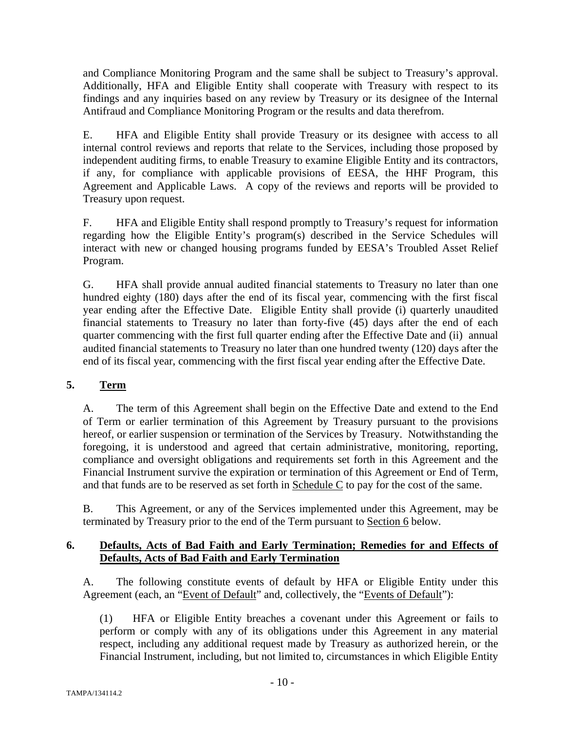and Compliance Monitoring Program and the same shall be subject to Treasury's approval. Additionally, HFA and Eligible Entity shall cooperate with Treasury with respect to its findings and any inquiries based on any review by Treasury or its designee of the Internal Antifraud and Compliance Monitoring Program or the results and data therefrom.

E. HFA and Eligible Entity shall provide Treasury or its designee with access to all internal control reviews and reports that relate to the Services, including those proposed by independent auditing firms, to enable Treasury to examine Eligible Entity and its contractors, if any, for compliance with applicable provisions of EESA, the HHF Program, this Agreement and Applicable Laws. A copy of the reviews and reports will be provided to Treasury upon request.

F. HFA and Eligible Entity shall respond promptly to Treasury's request for information regarding how the Eligible Entity's program(s) described in the Service Schedules will interact with new or changed housing programs funded by EESA's Troubled Asset Relief Program.

G. HFA shall provide annual audited financial statements to Treasury no later than one hundred eighty (180) days after the end of its fiscal year, commencing with the first fiscal year ending after the Effective Date. Eligible Entity shall provide (i) quarterly unaudited financial statements to Treasury no later than forty-five (45) days after the end of each quarter commencing with the first full quarter ending after the Effective Date and (ii) annual audited financial statements to Treasury no later than one hundred twenty (120) days after the end of its fiscal year, commencing with the first fiscal year ending after the Effective Date.

## 5. Term

A. The term of this Agreement shall begin on the Effective Date and extend to the End of Term or earlier termination of this Agreement by Treasury pursuant to the provisions hereof, or earlier suspension or termination of the Services by Treasury. Notwithstanding the foregoing, it is understood and agreed that certain administrative, monitoring, reporting, compliance and oversight obligations and requirements set forth in this Agreement and the Financial Instrument survive the expiration or termination of this Agreement or End of Term, and that funds are to be reserved as set forth in Schedule C to pay for the cost of the same.

B. This Agreement, or any of the Services implemented under this Agreement, may be terminated by Treasury prior to the end of the Term pursuant to Section 6 below.

## 6. Defaults, Acts of Bad Faith and Early Termination; Remedies for and Effects of Defaults, Acts of Bad Faith and Early Termination

A. The following constitute events of default by HFA or Eligible Entity under this Agreement (each, an "Event of Default" and, collectively, the "Events of Default"):

(1) HFA or Eligible Entity breaches a covenant under this Agreement or fails to perform or comply with any of its obligations under this Agreement in any material respect, including any additional request made by Treasury as authorized herein, or the Financial Instrument, including, but not limited to, circumstances in which Eligible Entity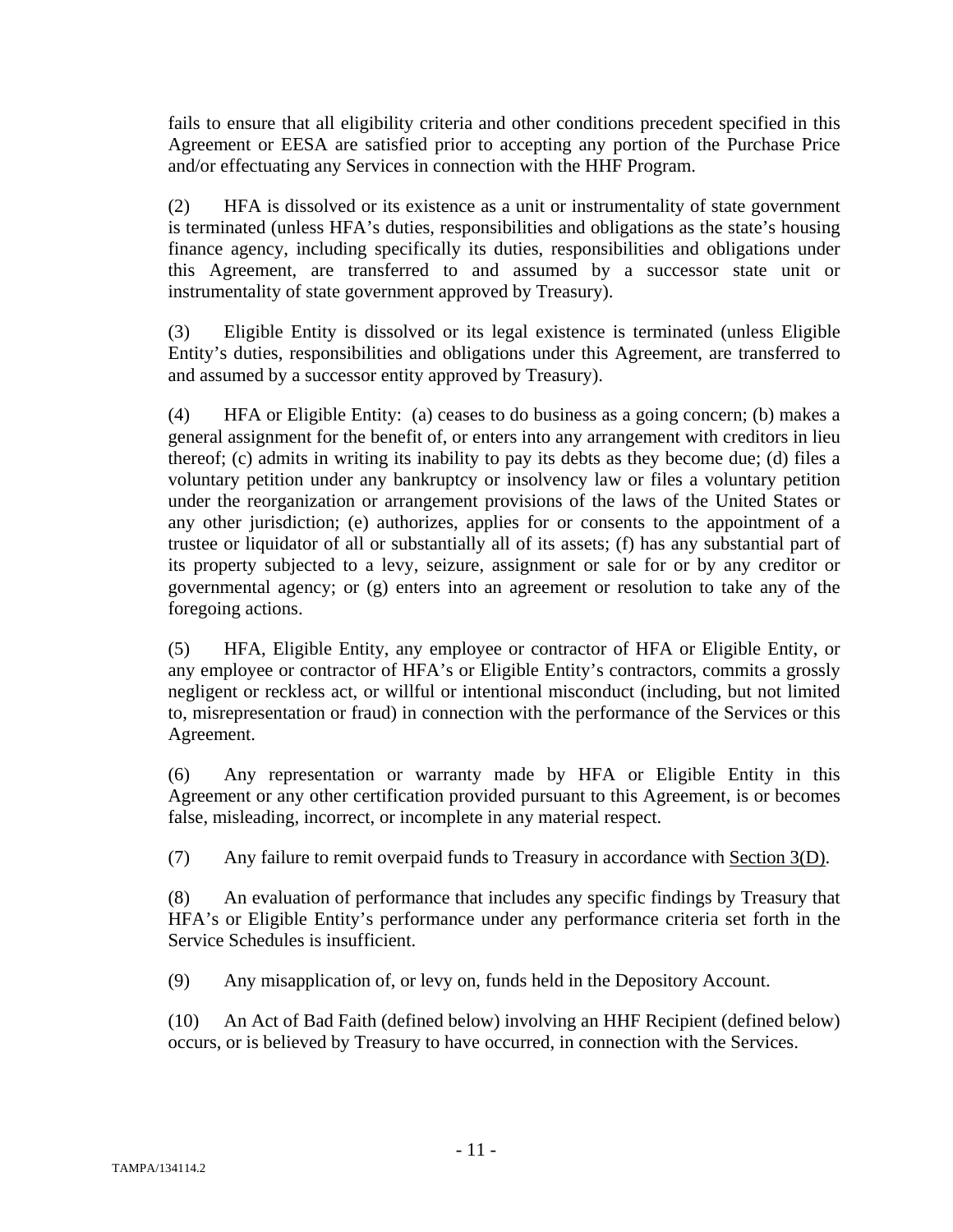fails to ensure that all eligibility criteria and other conditions precedent specified in this Agreement or EESA are satisfied prior to accepting any portion of the Purchase Price and/or effectuating any Services in connection with the HHF Program.

(2) HFA is dissolved or its existence as a unit or instrumentality of state government is terminated (unless HFA's duties, responsibilities and obligations as the state's housing finance agency, including specifically its duties, responsibilities and obligations under this Agreement, are transferred to and assumed by a successor state unit or instrumentality of state government approved by Treasury).

(3) Eligible Entity is dissolved or its legal existence is terminated (unless Eligible Entity's duties, responsibilities and obligations under this Agreement, are transferred to and assumed by a successor entity approved by Treasury).

(4) HFA or Eligible Entity: (a) ceases to do business as a going concern; (b) makes a general assignment for the benefit of, or enters into any arrangement with creditors in lieu thereof; (c) admits in writing its inability to pay its debts as they become due; (d) files a voluntary petition under any bankruptcy or insolvency law or files a voluntary petition under the reorganization or arrangement provisions of the laws of the United States or any other jurisdiction; (e) authorizes, applies for or consents to the appointment of a trustee or liquidator of all or substantially all of its assets; (f) has any substantial part of its property subjected to a levy, seizure, assignment or sale for or by any creditor or governmental agency; or (g) enters into an agreement or resolution to take any of the foregoing actions.

(5) HFA, Eligible Entity, any employee or contractor of HFA or Eligible Entity, or any employee or contractor of HFA's or Eligible Entity's contractors, commits a grossly negligent or reckless act, or willful or intentional misconduct (including, but not limited to, misrepresentation or fraud) in connection with the performance of the Services or this Agreement.

(6) Any representation or warranty made by HFA or Eligible Entity in this Agreement or any other certification provided pursuant to this Agreement, is or becomes false, misleading, incorrect, or incomplete in any material respect.

(7) Any failure to remit overpaid funds to Treasury in accordance with Section 3(D).

(8) An evaluation of performance that includes any specific findings by Treasury that HFA's or Eligible Entity's performance under any performance criteria set forth in the Service Schedules is insufficient.

(9) Any misapplication of, or levy on, funds held in the Depository Account.

(10) An Act of Bad Faith (defined below) involving an HHF Recipient (defined below) occurs, or is believed by Treasury to have occurred, in connection with the Services.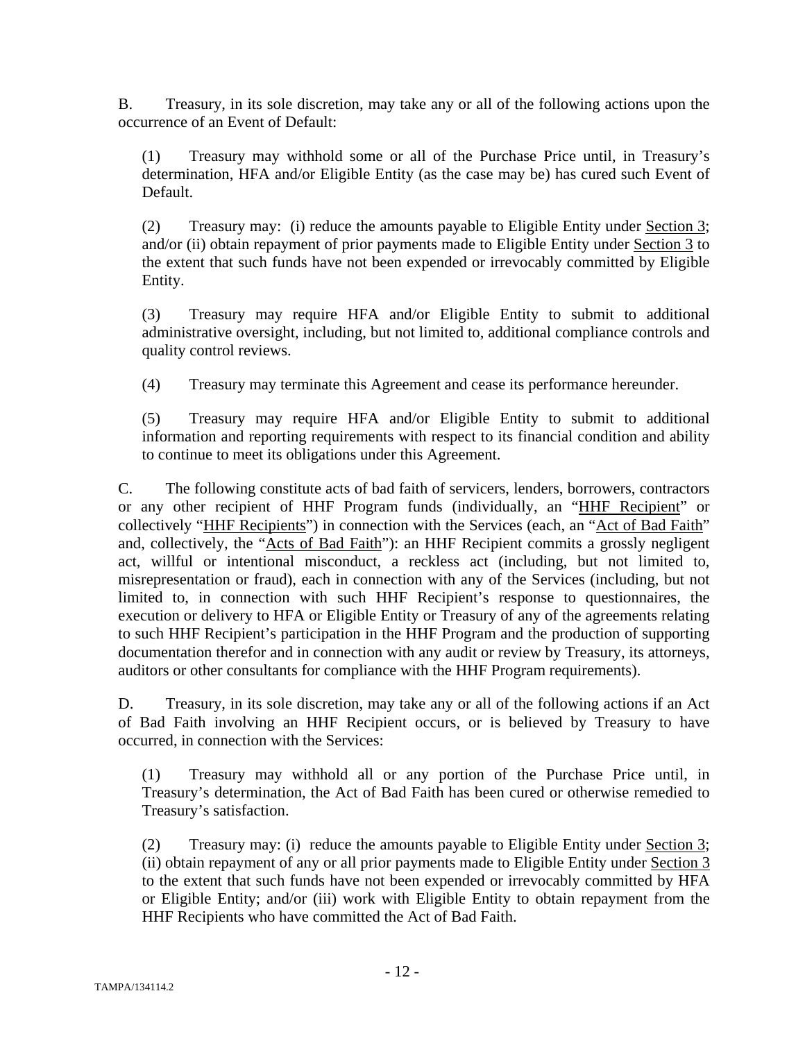B. Treasury, in its sole discretion, may take any or all of the following actions upon the occurrence of an Event of Default:

(1) Treasury may withhold some or all of the Purchase Price until, in Treasury's determination, HFA and/or Eligible Entity (as the case may be) has cured such Event of Default.

(2) Treasury may: (i) reduce the amounts payable to Eligible Entity under Section 3; and/or (ii) obtain repayment of prior payments made to Eligible Entity under Section 3 to the extent that such funds have not been expended or irrevocably committed by Eligible Entity.

(3) Treasury may require HFA and/or Eligible Entity to submit to additional administrative oversight, including, but not limited to, additional compliance controls and quality control reviews.

(4) Treasury may terminate this Agreement and cease its performance hereunder.

(5) Treasury may require HFA and/or Eligible Entity to submit to additional information and reporting requirements with respect to its financial condition and ability to continue to meet its obligations under this Agreement.

C. The following constitute acts of bad faith of servicers, lenders, borrowers, contractors or any other recipient of HHF Program funds (individually, an "HHF Recipient" or collectively "HHF Recipients") in connection with the Services (each, an "Act of Bad Faith" and, collectively, the "Acts of Bad Faith"): an HHF Recipient commits a grossly negligent act, willful or intentional misconduct, a reckless act (including, but not limited to, misrepresentation or fraud), each in connection with any of the Services (including, but not limited to, in connection with such HHF Recipient's response to questionnaires, the execution or delivery to HFA or Eligible Entity or Treasury of any of the agreements relating to such HHF Recipient's participation in the HHF Program and the production of supporting documentation therefor and in connection with any audit or review by Treasury, its attorneys, auditors or other consultants for compliance with the HHF Program requirements).

D. Treasury, in its sole discretion, may take any or all of the following actions if an Act of Bad Faith involving an HHF Recipient occurs, or is believed by Treasury to have occurred, in connection with the Services:

(1) Treasury may withhold all or any portion of the Purchase Price until, in Treasury's determination, the Act of Bad Faith has been cured or otherwise remedied to Treasury's satisfaction.

(2) Treasury may: (i) reduce the amounts payable to Eligible Entity under Section 3; (ii) obtain repayment of any or all prior payments made to Eligible Entity under Section 3 to the extent that such funds have not been expended or irrevocably committed by HFA or Eligible Entity; and/or (iii) work with Eligible Entity to obtain repayment from the HHF Recipients who have committed the Act of Bad Faith.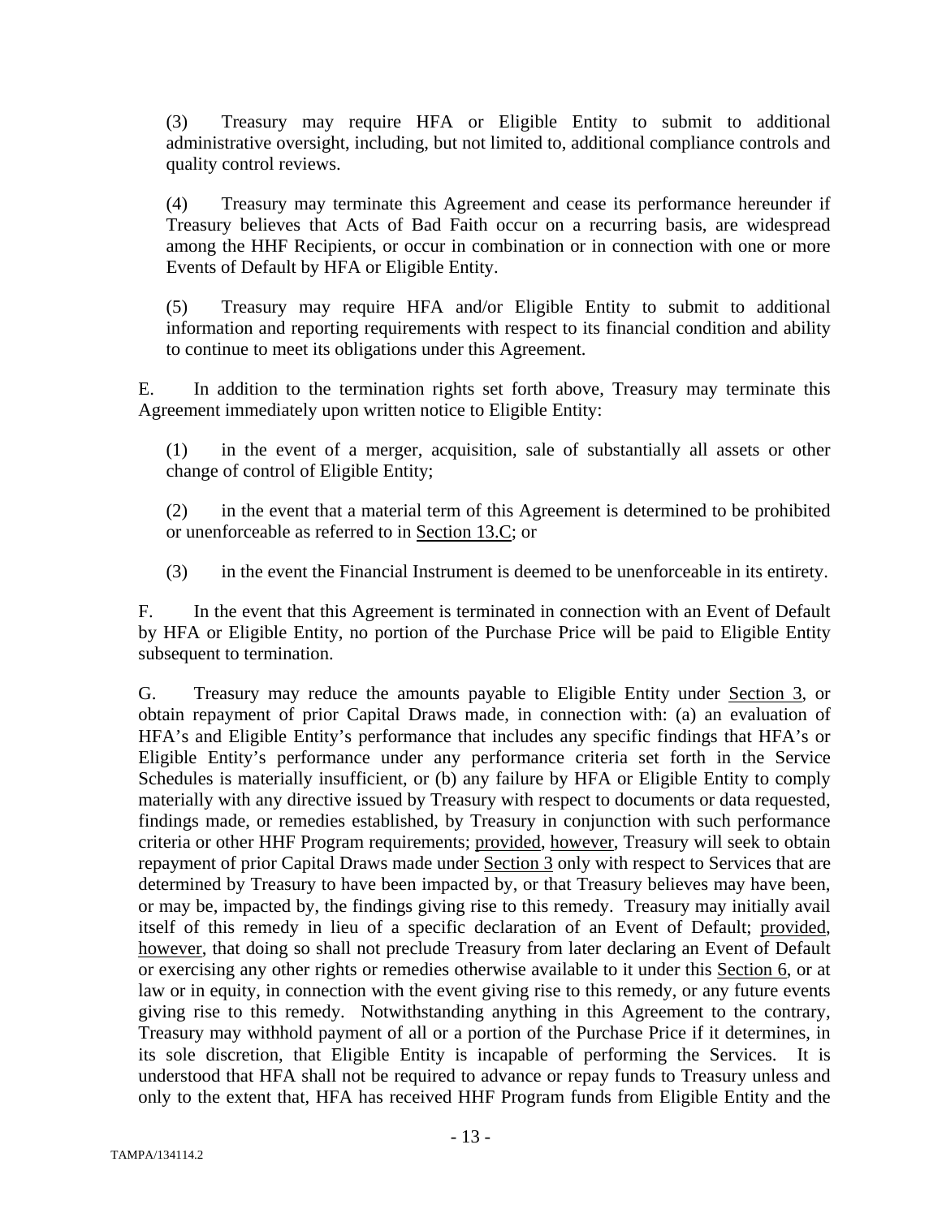(3) Treasury may require HFA or Eligible Entity to submit to additional administrative oversight, including, but not limited to, additional compliance controls and quality control reviews.

(4) Treasury may terminate this Agreement and cease its performance hereunder if Treasury believes that Acts of Bad Faith occur on a recurring basis, are widespread among the HHF Recipients, or occur in combination or in connection with one or more Events of Default by HFA or Eligible Entity.

(5) Treasury may require HFA and/or Eligible Entity to submit to additional information and reporting requirements with respect to its financial condition and ability to continue to meet its obligations under this Agreement.

E. In addition to the termination rights set forth above, Treasury may terminate this Agreement immediately upon written notice to Eligible Entity:

(1) in the event of a merger, acquisition, sale of substantially all assets or other change of control of Eligible Entity;

(2) in the event that a material term of this Agreement is determined to be prohibited or unenforceable as referred to in Section 13.C; or

(3) in the event the Financial Instrument is deemed to be unenforceable in its entirety.

F. In the event that this Agreement is terminated in connection with an Event of Default by HFA or Eligible Entity, no portion of the Purchase Price will be paid to Eligible Entity subsequent to termination.

G. Treasury may reduce the amounts payable to Eligible Entity under Section 3, or obtain repayment of prior Capital Draws made, in connection with: (a) an evaluation of HFA's and Eligible Entity's performance that includes any specific findings that HFA's or Eligible Entity's performance under any performance criteria set forth in the Service Schedules is materially insufficient, or (b) any failure by HFA or Eligible Entity to comply materially with any directive issued by Treasury with respect to documents or data requested, findings made, or remedies established, by Treasury in conjunction with such performance criteria or other HHF Program requirements; provided, however, Treasury will seek to obtain repayment of prior Capital Draws made under Section 3 only with respect to Services that are determined by Treasury to have been impacted by, or that Treasury believes may have been, or may be, impacted by, the findings giving rise to this remedy. Treasury may initially avail itself of this remedy in lieu of a specific declaration of an Event of Default; provided, however, that doing so shall not preclude Treasury from later declaring an Event of Default or exercising any other rights or remedies otherwise available to it under this Section 6, or at law or in equity, in connection with the event giving rise to this remedy, or any future events giving rise to this remedy. Notwithstanding anything in this Agreement to the contrary, Treasury may withhold payment of all or a portion of the Purchase Price if it determines, in its sole discretion, that Eligible Entity is incapable of performing the Services. It is understood that HFA shall not be required to advance or repay funds to Treasury unless and only to the extent that, HFA has received HHF Program funds from Eligible Entity and the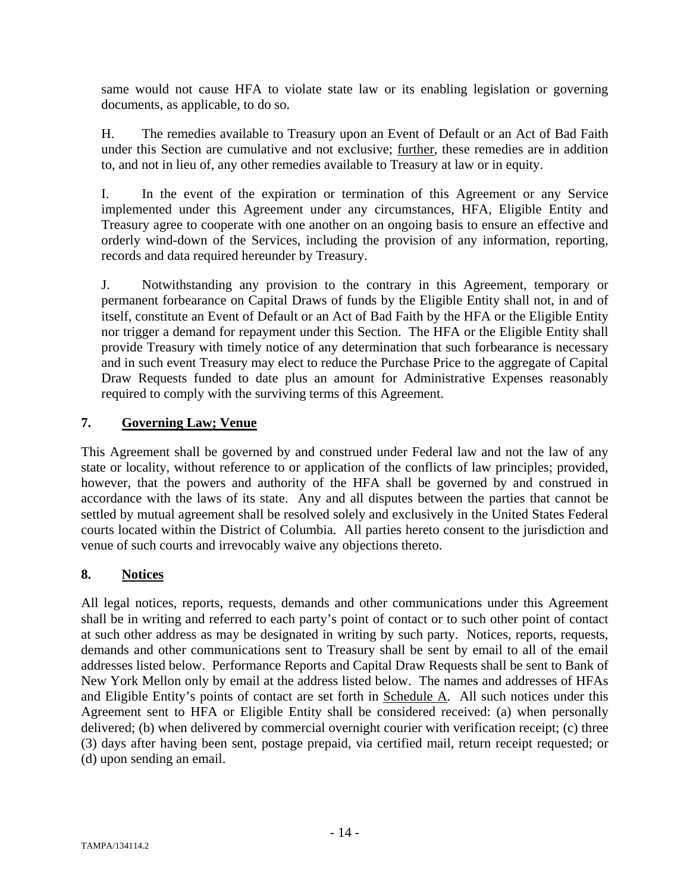same would not cause HFA to violate state law or its enabling legislation or governing documents, as applicable, to do so.

H. The remedies available to Treasury upon an Event of Default or an Act of Bad Faith under this Section are cumulative and not exclusive; further, these remedies are in addition to, and not in lieu of, any other remedies available to Treasury at law or in equity.

I. In the event of the expiration or termination of this Agreement or any Service implemented under this Agreement under any circumstances, HFA, Eligible Entity and Treasury agree to cooperate with one another on an ongoing basis to ensure an effective and orderly wind-down of the Services, including the provision of any information, reporting, records and data required hereunder by Treasury.

J. Notwithstanding any provision to the contrary in this Agreement, temporary or permanent forbearance on Capital Draws of funds by the Eligible Entity shall not, in and of itself, constitute an Event of Default or an Act of Bad Faith by the HFA or the Eligible Entity nor trigger a demand for repayment under this Section. The HFA or the Eligible Entity shall provide Treasury with timely notice of any determination that such forbearance is necessary and in such event Treasury may elect to reduce the Purchase Price to the aggregate of Capital Draw Requests funded to date plus an amount for Administrative Expenses reasonably required to comply with the surviving terms of this Agreement.

## 7. Governing Law; Venue

This Agreement shall be governed by and construed under Federal law and not the law of any state or locality, without reference to or application of the conflicts of law principles; provided, however, that the powers and authority of the HFA shall be governed by and construed in accordance with the laws of its state. Any and all disputes between the parties that cannot be settled by mutual agreement shall be resolved solely and exclusively in the United States Federal courts located within the District of Columbia. All parties hereto consent to the jurisdiction and venue of such courts and irrevocably waive any objections thereto.

## 8. Notices

All legal notices, reports, requests, demands and other communications under this Agreement shall be in writing and referred to each party's point of contact or to such other point of contact at such other address as may be designated in writing by such party. Notices, reports, requests, demands and other communications sent to Treasury shall be sent by email to all of the email addresses listed below. Performance Reports and Capital Draw Requests shall be sent to Bank of New York Mellon only by email at the address listed below. The names and addresses of HFAs and Eligible Entity's points of contact are set forth in Schedule A. All such notices under this Agreement sent to HFA or Eligible Entity shall be considered received: (a) when personally delivered; (b) when delivered by commercial overnight courier with verification receipt; (c) three (3) days after having been sent, postage prepaid, via certified mail, return receipt requested; or (d) upon sending an email.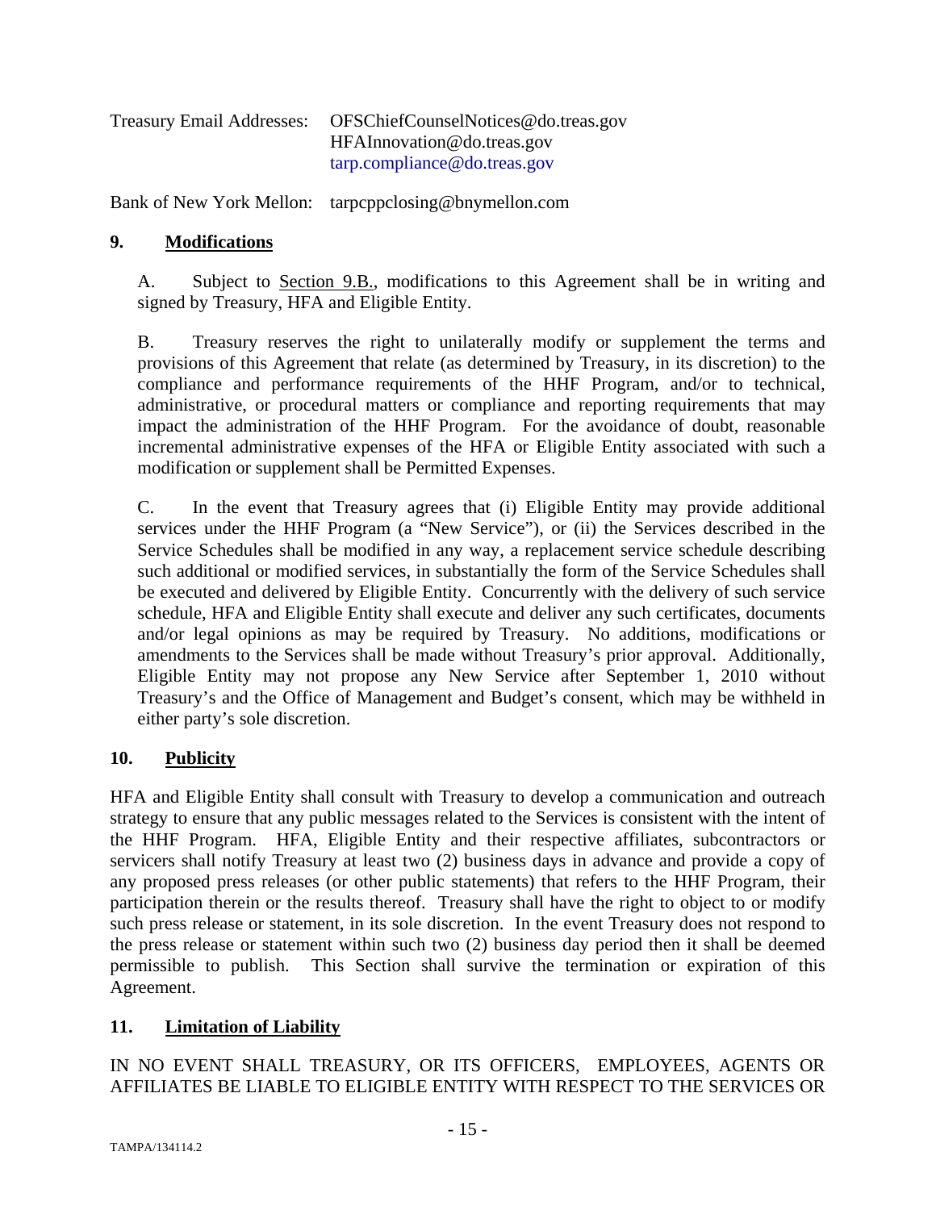Treasury Email Addresses: OFSChiefCounselNotices@do.treas.gov
HFAInnovation@do.treas.gov
tarp.compliance@do.treas.gov

Bank of New York Mellon: tarpcppclosing@bnymellon.com

## 9. Modifications

A. Subject to Section 9.B., modifications to this Agreement shall be in writing and signed by Treasury, HFA and Eligible Entity.

B. Treasury reserves the right to unilaterally modify or supplement the terms and provisions of this Agreement that relate (as determined by Treasury, in its discretion) to the compliance and performance requirements of the HHF Program, and/or to technical, administrative, or procedural matters or compliance and reporting requirements that may impact the administration of the HHF Program. For the avoidance of doubt, reasonable incremental administrative expenses of the HFA or Eligible Entity associated with such a modification or supplement shall be Permitted Expenses.

C. In the event that Treasury agrees that (i) Eligible Entity may provide additional services under the HHF Program (a "New Service"), or (ii) the Services described in the Service Schedules shall be modified in any way, a replacement service schedule describing such additional or modified services, in substantially the form of the Service Schedules shall be executed and delivered by Eligible Entity. Concurrently with the delivery of such service schedule, HFA and Eligible Entity shall execute and deliver any such certificates, documents and/or legal opinions as may be required by Treasury. No additions, modifications or amendments to the Services shall be made without Treasury's prior approval. Additionally, Eligible Entity may not propose any New Service after September 1, 2010 without Treasury's and the Office of Management and Budget's consent, which may be withheld in either party's sole discretion.

## 10. Publicity

HFA and Eligible Entity shall consult with Treasury to develop a communication and outreach strategy to ensure that any public messages related to the Services is consistent with the intent of the HHF Program. HFA, Eligible Entity and their respective affiliates, subcontractors or servicers shall notify Treasury at least two (2) business days in advance and provide a copy of any proposed press releases (or other public statements) that refers to the HHF Program, their participation therein or the results thereof. Treasury shall have the right to object to or modify such press release or statement, in its sole discretion. In the event Treasury does not respond to the press release or statement within such two (2) business day period then it shall be deemed permissible to publish. This Section shall survive the termination or expiration of this Agreement.

## 11. Limitation of Liability

IN NO EVENT SHALL TREASURY, OR ITS OFFICERS, EMPLOYEES, AGENTS OR AFFILIATES BE LIABLE TO ELIGIBLE ENTITY WITH RESPECT TO THE SERVICES OR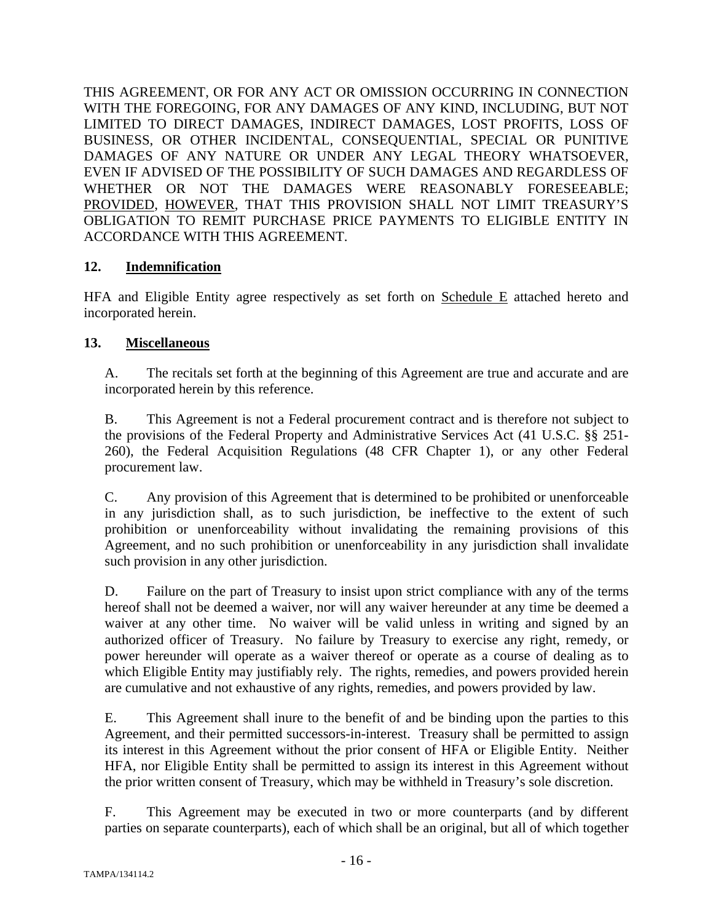THIS AGREEMENT, OR FOR ANY ACT OR OMISSION OCCURRING IN CONNECTION WITH THE FOREGOING, FOR ANY DAMAGES OF ANY KIND, INCLUDING, BUT NOT LIMITED TO DIRECT DAMAGES, INDIRECT DAMAGES, LOST PROFITS, LOSS OF BUSINESS, OR OTHER INCIDENTAL, CONSEQUENTIAL, SPECIAL OR PUNITIVE DAMAGES OF ANY NATURE OR UNDER ANY LEGAL THEORY WHATSOEVER, EVEN IF ADVISED OF THE POSSIBILITY OF SUCH DAMAGES AND REGARDLESS OF WHETHER OR NOT THE DAMAGES WERE REASONABLY FORESEEABLE; PROVIDED, HOWEVER, THAT THIS PROVISION SHALL NOT LIMIT TREASURY'S OBLIGATION TO REMIT PURCHASE PRICE PAYMENTS TO ELIGIBLE ENTITY IN ACCORDANCE WITH THIS AGREEMENT.

## 12. Indemnification

HFA and Eligible Entity agree respectively as set forth on Schedule E attached hereto and incorporated herein.

## 13. Miscellaneous

A. The recitals set forth at the beginning of this Agreement are true and accurate and are incorporated herein by this reference.

B. This Agreement is not a Federal procurement contract and is therefore not subject to the provisions of the Federal Property and Administrative Services Act (41 U.S.C. §§ 251-260), the Federal Acquisition Regulations (48 CFR Chapter 1), or any other Federal procurement law.

C. Any provision of this Agreement that is determined to be prohibited or unenforceable in any jurisdiction shall, as to such jurisdiction, be ineffective to the extent of such prohibition or unenforceability without invalidating the remaining provisions of this Agreement, and no such prohibition or unenforceability in any jurisdiction shall invalidate such provision in any other jurisdiction.

D. Failure on the part of Treasury to insist upon strict compliance with any of the terms hereof shall not be deemed a waiver, nor will any waiver hereunder at any time be deemed a waiver at any other time. No waiver will be valid unless in writing and signed by an authorized officer of Treasury. No failure by Treasury to exercise any right, remedy, or power hereunder will operate as a waiver thereof or operate as a course of dealing as to which Eligible Entity may justifiably rely. The rights, remedies, and powers provided herein are cumulative and not exhaustive of any rights, remedies, and powers provided by law.

E. This Agreement shall inure to the benefit of and be binding upon the parties to this Agreement, and their permitted successors-in-interest. Treasury shall be permitted to assign its interest in this Agreement without the prior consent of HFA or Eligible Entity. Neither HFA, nor Eligible Entity shall be permitted to assign its interest in this Agreement without the prior written consent of Treasury, which may be withheld in Treasury's sole discretion.

F. This Agreement may be executed in two or more counterparts (and by different parties on separate counterparts), each of which shall be an original, but all of which together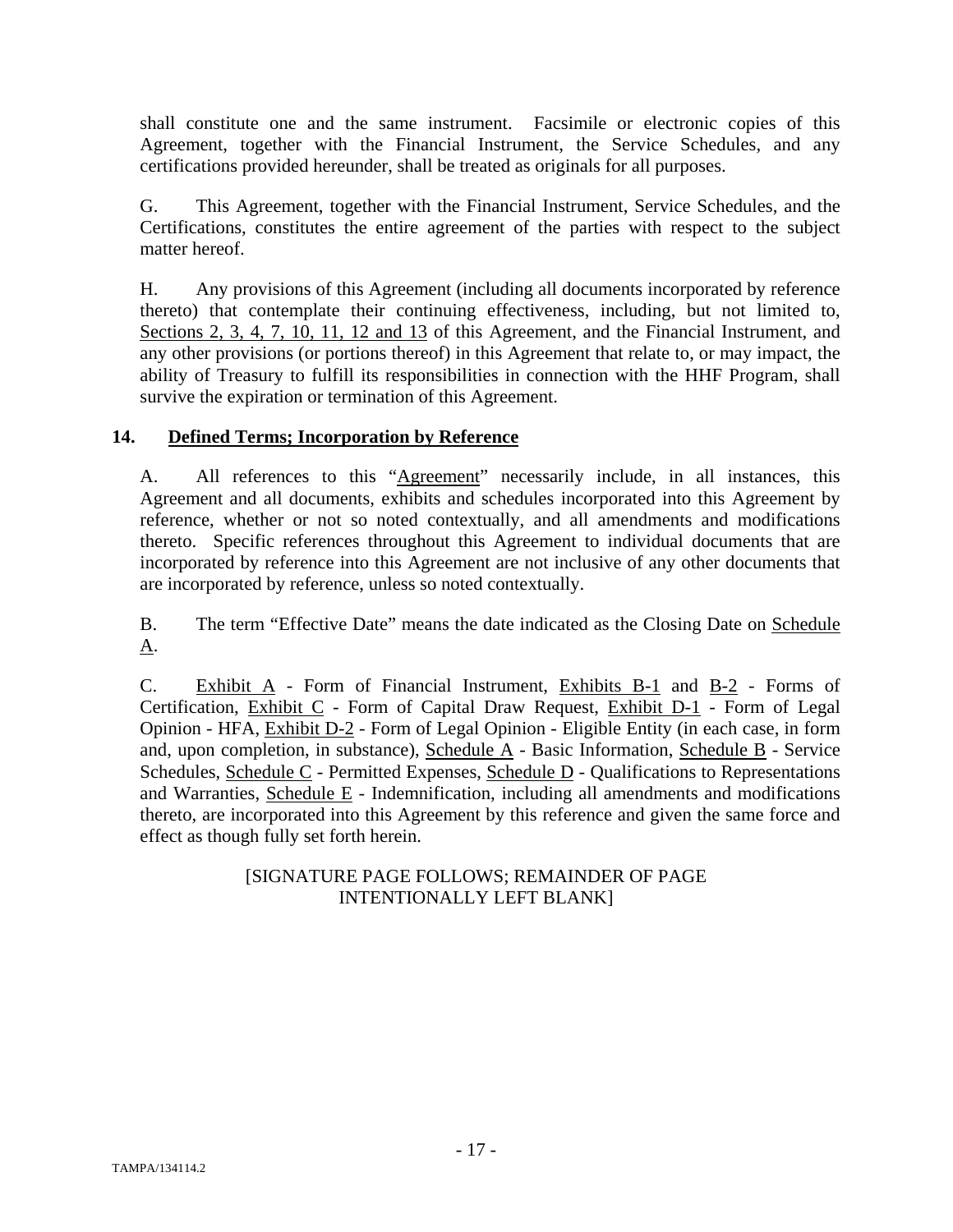shall constitute one and the same instrument. Facsimile or electronic copies of this Agreement, together with the Financial Instrument, the Service Schedules, and any certifications provided hereunder, shall be treated as originals for all purposes.

G. This Agreement, together with the Financial Instrument, Service Schedules, and the Certifications, constitutes the entire agreement of the parties with respect to the subject matter hereof.

H. Any provisions of this Agreement (including all documents incorporated by reference thereto) that contemplate their continuing effectiveness, including, but not limited to, Sections 2, 3, 4, 7, 10, 11, 12 and 13 of this Agreement, and the Financial Instrument, and any other provisions (or portions thereof) in this Agreement that relate to, or may impact, the ability of Treasury to fulfill its responsibilities in connection with the HHF Program, shall survive the expiration or termination of this Agreement.

## 14. Defined Terms; Incorporation by Reference

A. All references to this "Agreement" necessarily include, in all instances, this Agreement and all documents, exhibits and schedules incorporated into this Agreement by reference, whether or not so noted contextually, and all amendments and modifications thereto. Specific references throughout this Agreement to individual documents that are incorporated by reference into this Agreement are not inclusive of any other documents that are incorporated by reference, unless so noted contextually.

B. The term "Effective Date" means the date indicated as the Closing Date on Schedule A.

C. Exhibit A - Form of Financial Instrument, Exhibits B-1 and B-2 - Forms of Certification, Exhibit C - Form of Capital Draw Request, Exhibit D-1 - Form of Legal Opinion - HFA, Exhibit D-2 - Form of Legal Opinion - Eligible Entity (in each case, in form and, upon completion, in substance), Schedule A - Basic Information, Schedule B - Service Schedules, Schedule C - Permitted Expenses, Schedule D - Qualifications to Representations and Warranties, Schedule E - Indemnification, including all amendments and modifications thereto, are incorporated into this Agreement by this reference and given the same force and effect as though fully set forth herein.

[SIGNATURE PAGE FOLLOWS; REMAINDER OF PAGE INTENTIONALLY LEFT BLANK]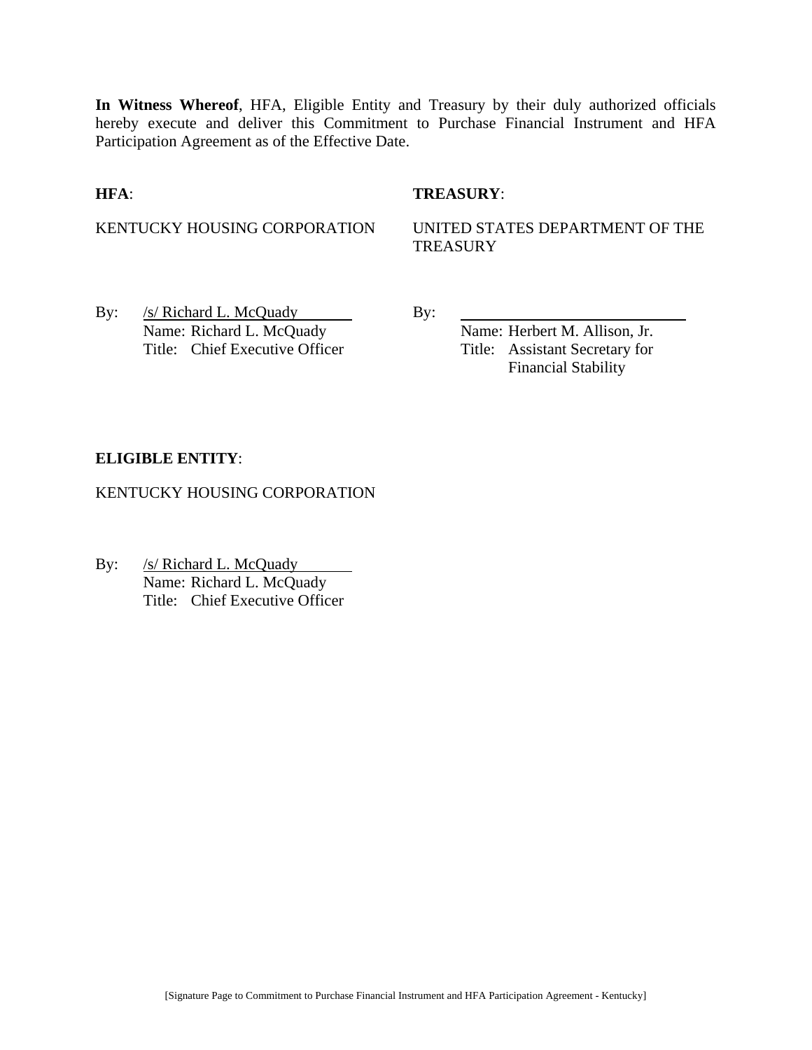**In Witness Whereof**, HFA, Eligible Entity and Treasury by their duly authorized officials hereby execute and deliver this Commitment to Purchase Financial Instrument and HFA Participation Agreement as of the Effective Date.

**HFA**:

KENTUCKY HOUSING CORPORATION

By: /s/ Richard L. McQuady
Name: Richard L. McQuady
Title: Chief Executive Officer

**TREASURY**:

UNITED STATES DEPARTMENT OF THE TREASURY

By: ______________________________
Name: Herbert M. Allison, Jr.
Title: Assistant Secretary for Financial Stability

**ELIGIBLE ENTITY**:

KENTUCKY HOUSING CORPORATION

By: /s/ Richard L. McQuady
Name: Richard L. McQuady
Title: Chief Executive Officer

[Signature Page to Commitment to Purchase Financial Instrument and HFA Participation Agreement - Kentucky]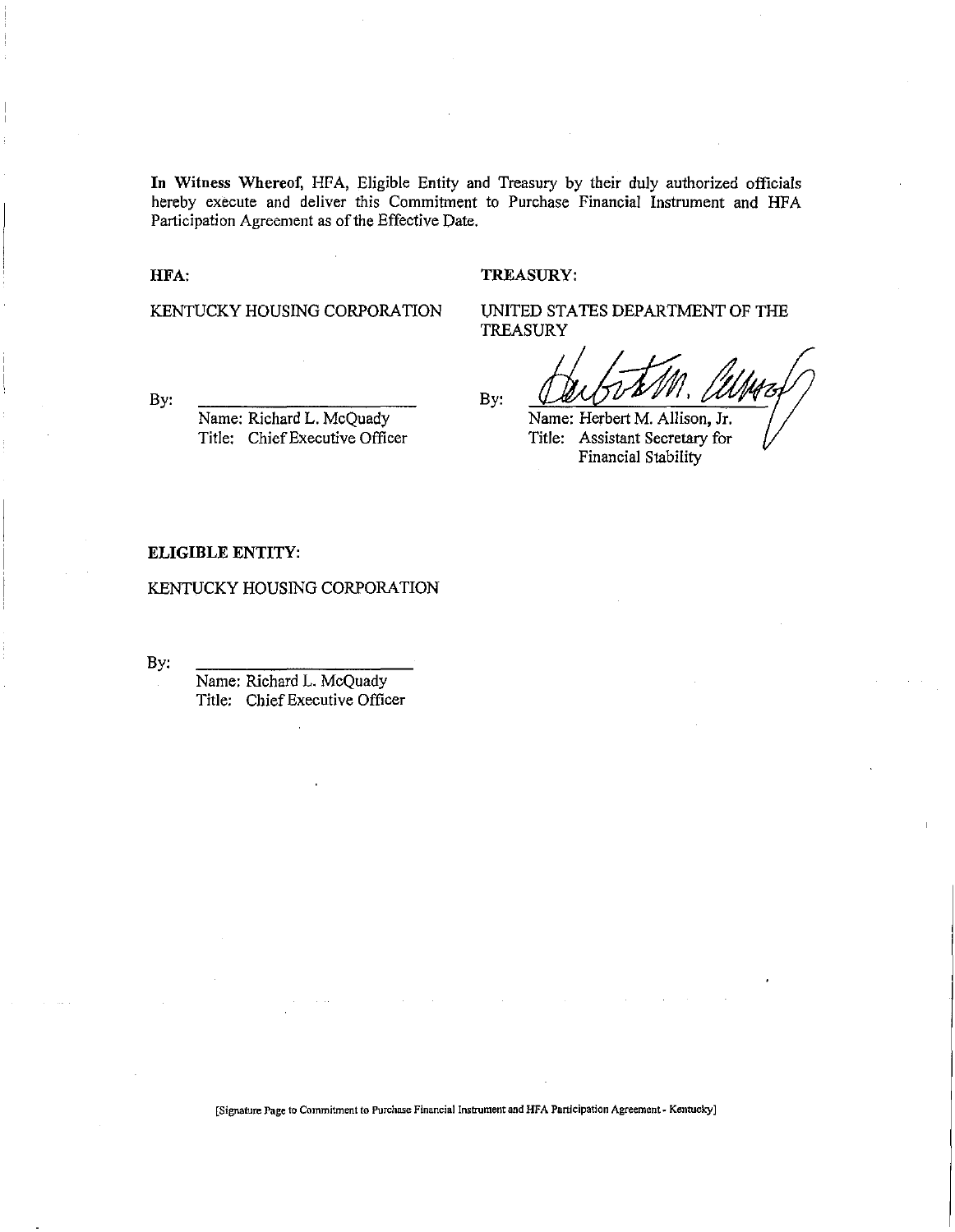**In Witness Whereof**, HFA, Eligible Entity and Treasury by their duly authorized officials hereby execute and deliver this Commitment to Purchase Financial Instrument and HFA Participation Agreement as of the Effective Date.

**HFA:**

KENTUCKY HOUSING CORPORATION

By: \_\_\_\_\_\_\_\_\_\_\_\_\_\_\_\_\_\_\_\_\_\_\_\_
Name: Richard L. McQuady
Title: Chief Executive Officer

**TREASURY:**

UNITED STATES DEPARTMENT OF THE TREASURY

By: \_\_\_\_\_\_\_\_\_\_\_\_\_\_\_\_\_\_\_\_\_\_\_\_
Name: Herbert M. Allison, Jr.
Title: Assistant Secretary for Financial Stability

**ELIGIBLE ENTITY:**

KENTUCKY HOUSING CORPORATION

By: \_\_\_\_\_\_\_\_\_\_\_\_\_\_\_\_\_\_\_\_\_\_\_\_
Name: Richard L. McQuady
Title: Chief Executive Officer

[Signature Page to Commitment to Purchase Financial Instrument and HFA Participation Agreement - Kentucky]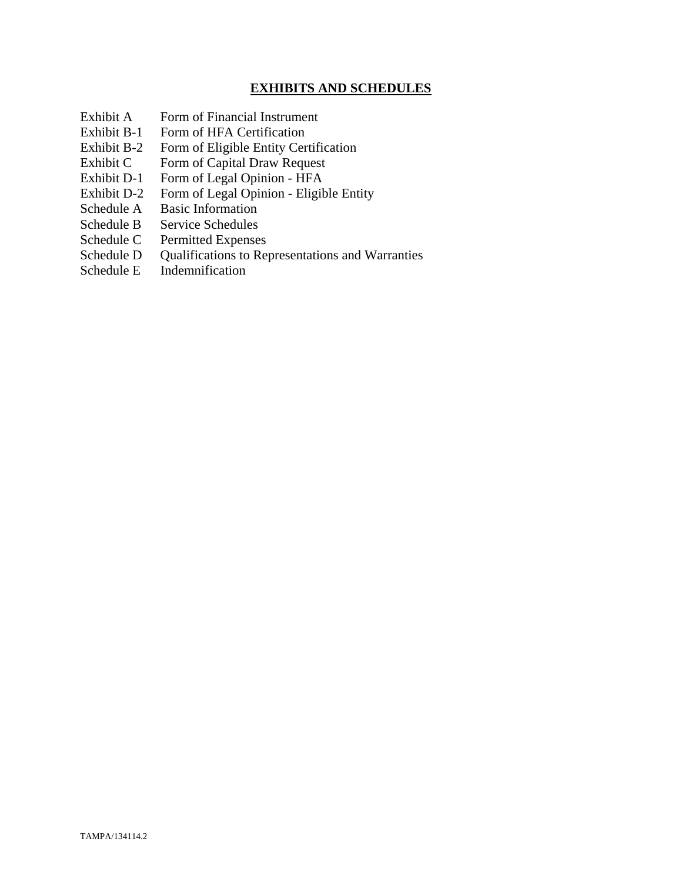## EXHIBITS AND SCHEDULES

| | |
|---|---|
| Exhibit A | Form of Financial Instrument |
| Exhibit B-1 | Form of HFA Certification |
| Exhibit B-2 | Form of Eligible Entity Certification |
| Exhibit C | Form of Capital Draw Request |
| Exhibit D-1 | Form of Legal Opinion - HFA |
| Exhibit D-2 | Form of Legal Opinion - Eligible Entity |
| Schedule A | Basic Information |
| Schedule B | Service Schedules |
| Schedule C | Permitted Expenses |
| Schedule D | Qualifications to Representations and Warranties |
| Schedule E | Indemnification |

TAMPA/134114.2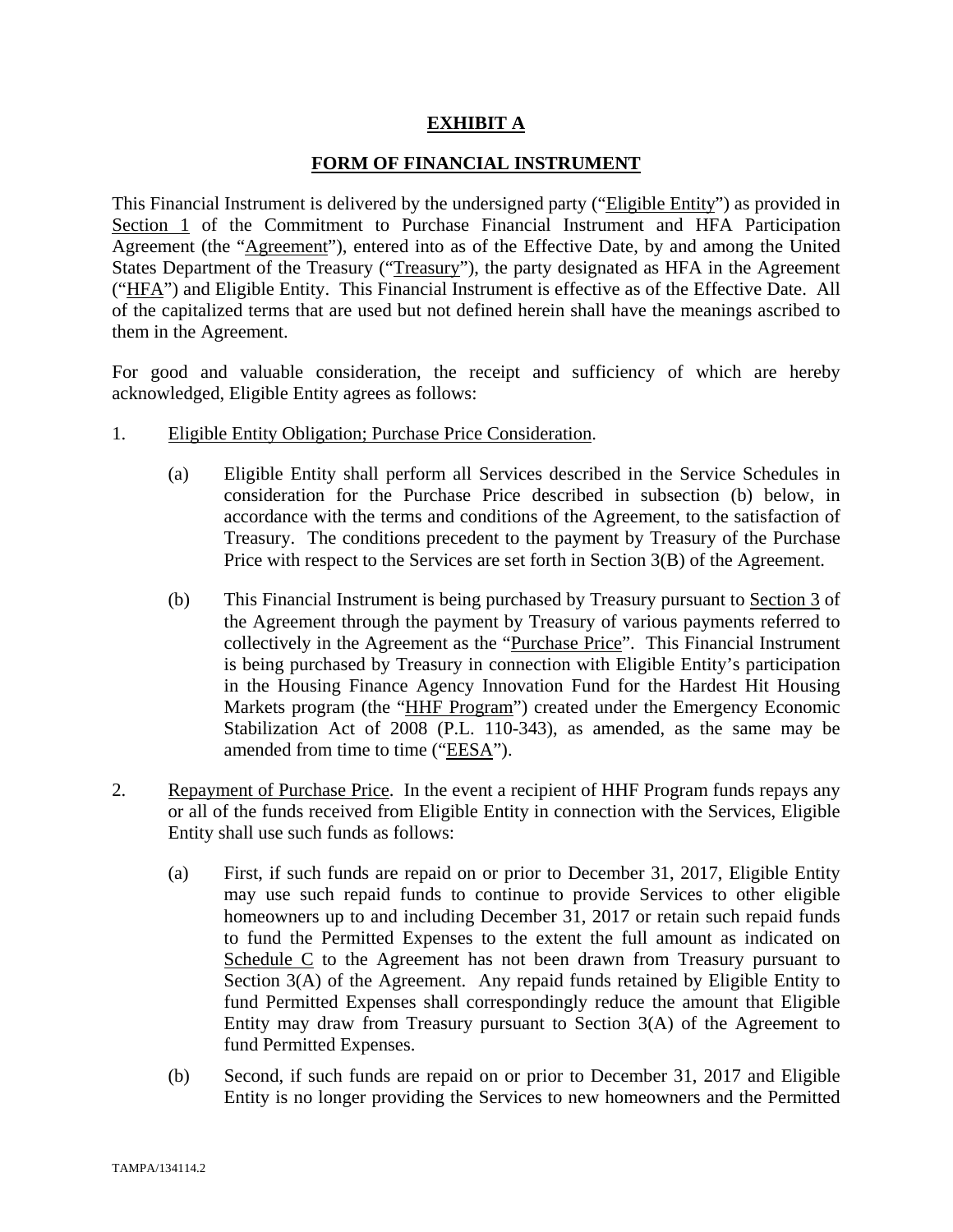# EXHIBIT A

## FORM OF FINANCIAL INSTRUMENT

This Financial Instrument is delivered by the undersigned party ("Eligible Entity") as provided in Section 1 of the Commitment to Purchase Financial Instrument and HFA Participation Agreement (the "Agreement"), entered into as of the Effective Date, by and among the United States Department of the Treasury ("Treasury"), the party designated as HFA in the Agreement ("HFA") and Eligible Entity. This Financial Instrument is effective as of the Effective Date. All of the capitalized terms that are used but not defined herein shall have the meanings ascribed to them in the Agreement.

For good and valuable consideration, the receipt and sufficiency of which are hereby acknowledged, Eligible Entity agrees as follows:

1. Eligible Entity Obligation; Purchase Price Consideration.

   (a) Eligible Entity shall perform all Services described in the Service Schedules in consideration for the Purchase Price described in subsection (b) below, in accordance with the terms and conditions of the Agreement, to the satisfaction of Treasury. The conditions precedent to the payment by Treasury of the Purchase Price with respect to the Services are set forth in Section 3(B) of the Agreement.

   (b) This Financial Instrument is being purchased by Treasury pursuant to Section 3 of the Agreement through the payment by Treasury of various payments referred to collectively in the Agreement as the "Purchase Price". This Financial Instrument is being purchased by Treasury in connection with Eligible Entity's participation in the Housing Finance Agency Innovation Fund for the Hardest Hit Housing Markets program (the "HHF Program") created under the Emergency Economic Stabilization Act of 2008 (P.L. 110-343), as amended, as the same may be amended from time to time ("EESA").

2. Repayment of Purchase Price. In the event a recipient of HHF Program funds repays any or all of the funds received from Eligible Entity in connection with the Services, Eligible Entity shall use such funds as follows:

   (a) First, if such funds are repaid on or prior to December 31, 2017, Eligible Entity may use such repaid funds to continue to provide Services to other eligible homeowners up to and including December 31, 2017 or retain such repaid funds to fund the Permitted Expenses to the extent the full amount as indicated on Schedule C to the Agreement has not been drawn from Treasury pursuant to Section 3(A) of the Agreement. Any repaid funds retained by Eligible Entity to fund Permitted Expenses shall correspondingly reduce the amount that Eligible Entity may draw from Treasury pursuant to Section 3(A) of the Agreement to fund Permitted Expenses.

   (b) Second, if such funds are repaid on or prior to December 31, 2017 and Eligible Entity is no longer providing the Services to new homeowners and the Permitted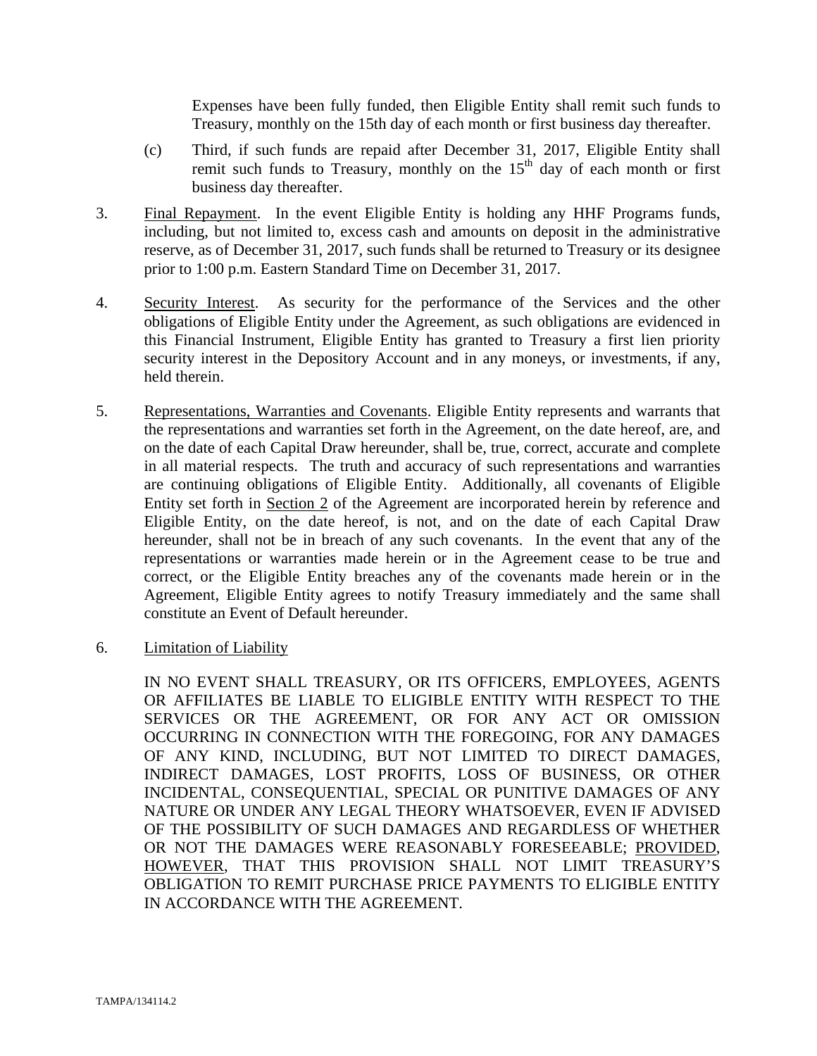Expenses have been fully funded, then Eligible Entity shall remit such funds to Treasury, monthly on the 15th day of each month or first business day thereafter.

(c) Third, if such funds are repaid after December 31, 2017, Eligible Entity shall remit such funds to Treasury, monthly on the $15^{th}$ day of each month or first business day thereafter.

3. Final Repayment. In the event Eligible Entity is holding any HHF Programs funds, including, but not limited to, excess cash and amounts on deposit in the administrative reserve, as of December 31, 2017, such funds shall be returned to Treasury or its designee prior to 1:00 p.m. Eastern Standard Time on December 31, 2017.

4. Security Interest. As security for the performance of the Services and the other obligations of Eligible Entity under the Agreement, as such obligations are evidenced in this Financial Instrument, Eligible Entity has granted to Treasury a first lien priority security interest in the Depository Account and in any moneys, or investments, if any, held therein.

5. Representations, Warranties and Covenants. Eligible Entity represents and warrants that the representations and warranties set forth in the Agreement, on the date hereof, are, and on the date of each Capital Draw hereunder, shall be, true, correct, accurate and complete in all material respects. The truth and accuracy of such representations and warranties are continuing obligations of Eligible Entity. Additionally, all covenants of Eligible Entity set forth in Section 2 of the Agreement are incorporated herein by reference and Eligible Entity, on the date hereof, is not, and on the date of each Capital Draw hereunder, shall not be in breach of any such covenants. In the event that any of the representations or warranties made herein or in the Agreement cease to be true and correct, or the Eligible Entity breaches any of the covenants made herein or in the Agreement, Eligible Entity agrees to notify Treasury immediately and the same shall constitute an Event of Default hereunder.

6. Limitation of Liability

IN NO EVENT SHALL TREASURY, OR ITS OFFICERS, EMPLOYEES, AGENTS OR AFFILIATES BE LIABLE TO ELIGIBLE ENTITY WITH RESPECT TO THE SERVICES OR THE AGREEMENT, OR FOR ANY ACT OR OMISSION OCCURRING IN CONNECTION WITH THE FOREGOING, FOR ANY DAMAGES OF ANY KIND, INCLUDING, BUT NOT LIMITED TO DIRECT DAMAGES, INDIRECT DAMAGES, LOST PROFITS, LOSS OF BUSINESS, OR OTHER INCIDENTAL, CONSEQUENTIAL, SPECIAL OR PUNITIVE DAMAGES OF ANY NATURE OR UNDER ANY LEGAL THEORY WHATSOEVER, EVEN IF ADVISED OF THE POSSIBILITY OF SUCH DAMAGES AND REGARDLESS OF WHETHER OR NOT THE DAMAGES WERE REASONABLY FORESEEABLE; PROVIDED, HOWEVER, THAT THIS PROVISION SHALL NOT LIMIT TREASURY'S OBLIGATION TO REMIT PURCHASE PRICE PAYMENTS TO ELIGIBLE ENTITY IN ACCORDANCE WITH THE AGREEMENT.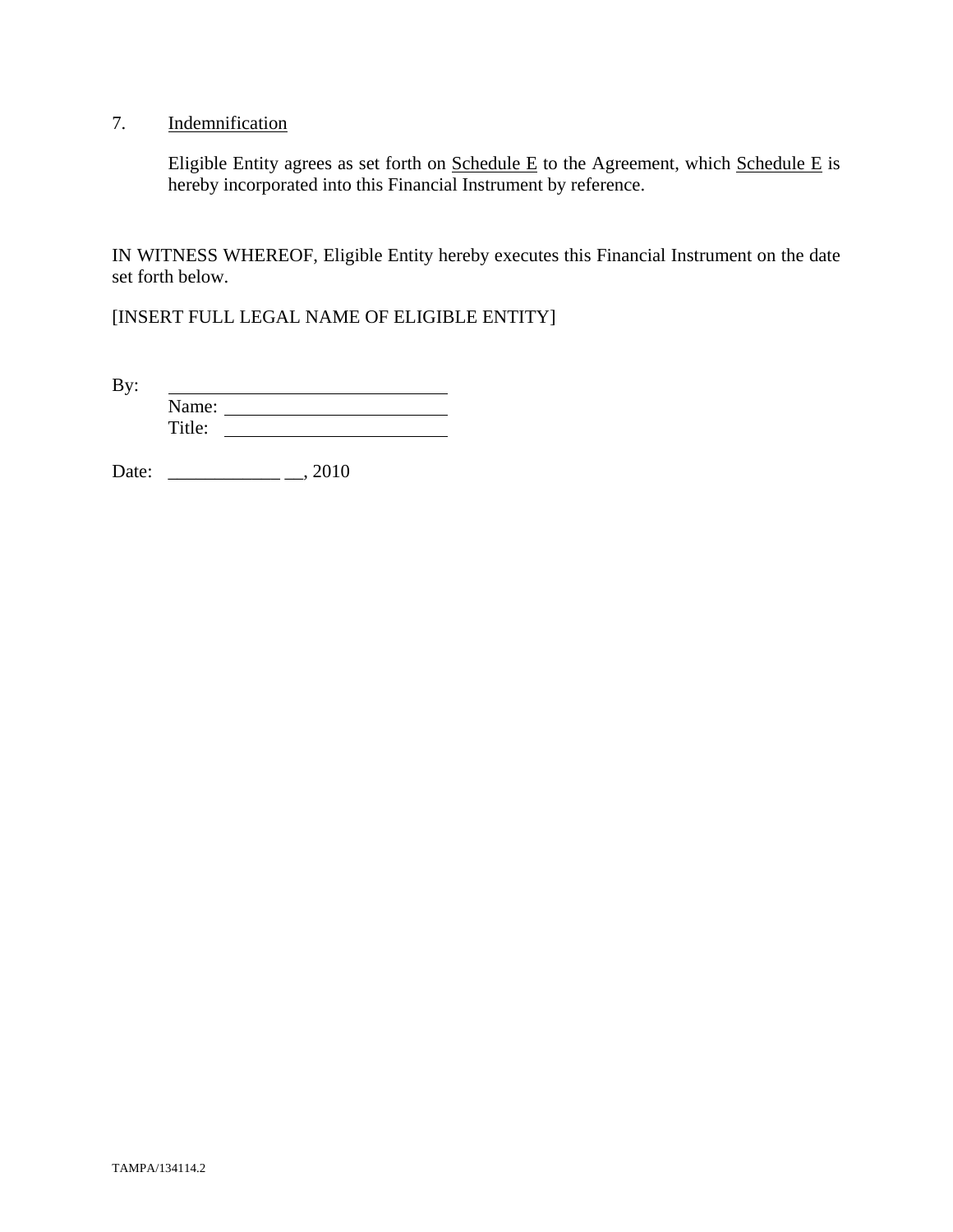7. Indemnification

Eligible Entity agrees as set forth on Schedule E to the Agreement, which Schedule E is hereby incorporated into this Financial Instrument by reference.

IN WITNESS WHEREOF, Eligible Entity hereby executes this Financial Instrument on the date set forth below.

[INSERT FULL LEGAL NAME OF ELIGIBLE ENTITY]

By: \_\_\_\_\_\_\_\_\_\_\_\_\_\_\_\_\_\_\_\_\_\_\_\_\_\_\_\_\_\_
Name: \_\_\_\_\_\_\_\_\_\_\_\_\_\_\_\_\_\_\_\_\_\_\_\_
Title: \_\_\_\_\_\_\_\_\_\_\_\_\_\_\_\_\_\_\_\_\_\_\_\_

Date: \_\_\_\_\_\_\_\_\_\_\_\_ \_\_, 2010

TAMPA/134114.2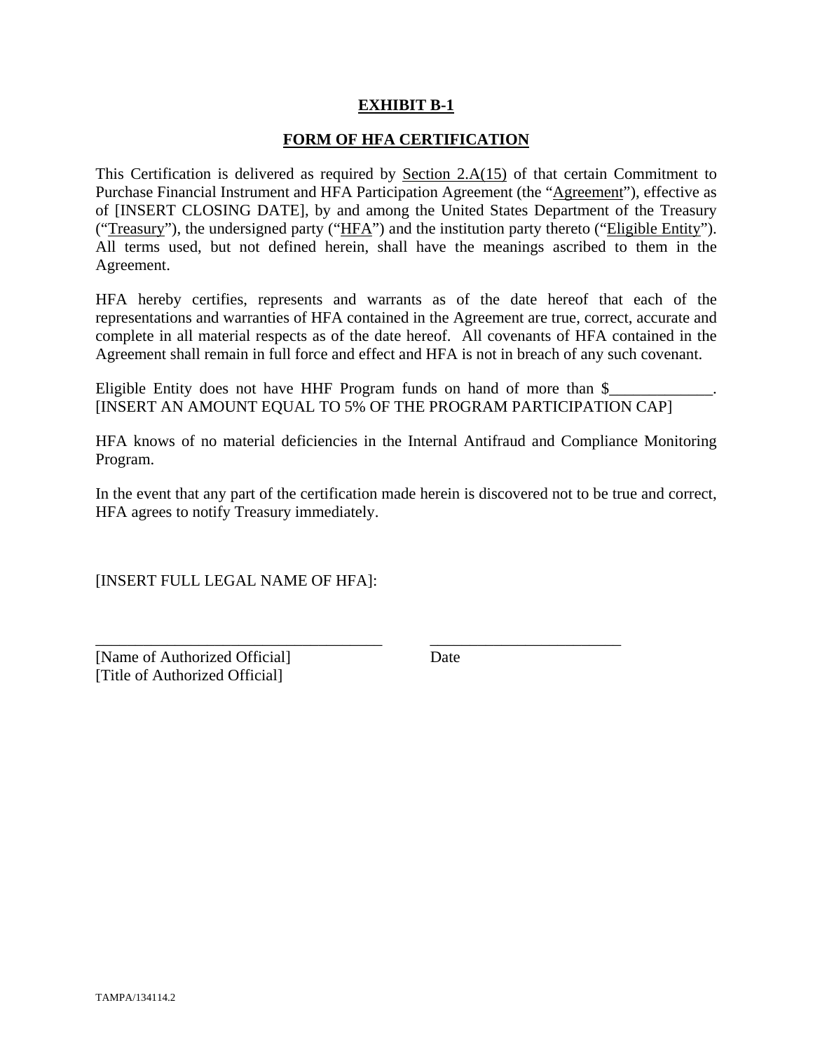**EXHIBIT B-1**

**FORM OF HFA CERTIFICATION**

This Certification is delivered as required by Section 2.A(15) of that certain Commitment to Purchase Financial Instrument and HFA Participation Agreement (the "Agreement"), effective as of [INSERT CLOSING DATE], by and among the United States Department of the Treasury ("Treasury"), the undersigned party ("HFA") and the institution party thereto ("Eligible Entity"). All terms used, but not defined herein, shall have the meanings ascribed to them in the Agreement.

HFA hereby certifies, represents and warrants as of the date hereof that each of the representations and warranties of HFA contained in the Agreement are true, correct, accurate and complete in all material respects as of the date hereof. All covenants of HFA contained in the Agreement shall remain in full force and effect and HFA is not in breach of any such covenant.

Eligible Entity does not have HHF Program funds on hand of more than $_____________. [INSERT AN AMOUNT EQUAL TO 5% OF THE PROGRAM PARTICIPATION CAP]

HFA knows of no material deficiencies in the Internal Antifraud and Compliance Monitoring Program.

In the event that any part of the certification made herein is discovered not to be true and correct, HFA agrees to notify Treasury immediately.

[INSERT FULL LEGAL NAME OF HFA]:

_____________________________________ ________________________
[Name of Authorized Official] Date
[Title of Authorized Official]

TAMPA/134114.2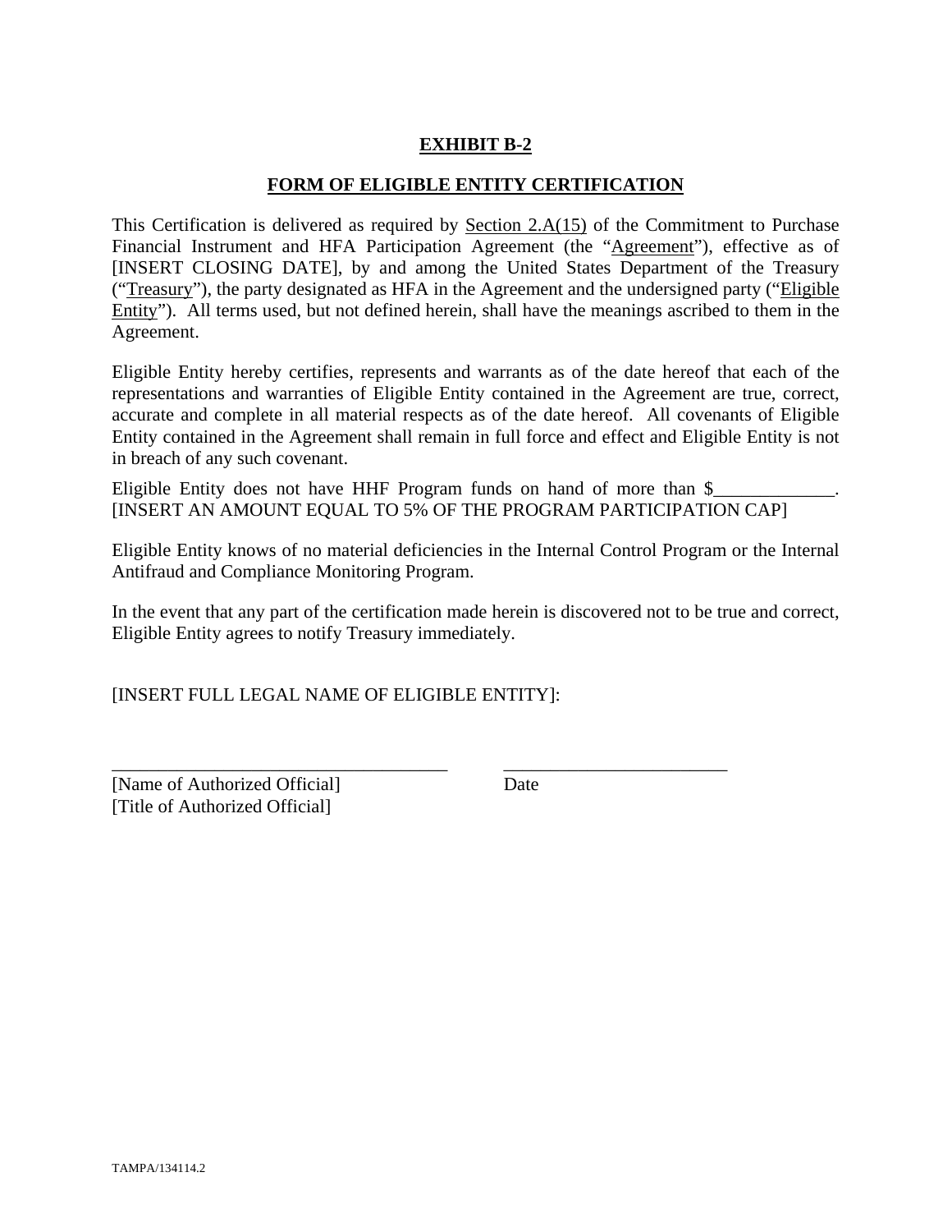**EXHIBIT B-2**

**FORM OF ELIGIBLE ENTITY CERTIFICATION**

This Certification is delivered as required by Section 2.A(15) of the Commitment to Purchase Financial Instrument and HFA Participation Agreement (the "Agreement"), effective as of [INSERT CLOSING DATE], by and among the United States Department of the Treasury ("Treasury"), the party designated as HFA in the Agreement and the undersigned party ("Eligible Entity"). All terms used, but not defined herein, shall have the meanings ascribed to them in the Agreement.

Eligible Entity hereby certifies, represents and warrants as of the date hereof that each of the representations and warranties of Eligible Entity contained in the Agreement are true, correct, accurate and complete in all material respects as of the date hereof. All covenants of Eligible Entity contained in the Agreement shall remain in full force and effect and Eligible Entity is not in breach of any such covenant.

Eligible Entity does not have HHF Program funds on hand of more than $_____________. [INSERT AN AMOUNT EQUAL TO 5% OF THE PROGRAM PARTICIPATION CAP]

Eligible Entity knows of no material deficiencies in the Internal Control Program or the Internal Antifraud and Compliance Monitoring Program.

In the event that any part of the certification made herein is discovered not to be true and correct, Eligible Entity agrees to notify Treasury immediately.

[INSERT FULL LEGAL NAME OF ELIGIBLE ENTITY]:

_____________________________________ &nbsp;&nbsp;&nbsp;&nbsp; _________________________
[Name of Authorized Official] &nbsp;&nbsp;&nbsp;&nbsp; Date
[Title of Authorized Official]

TAMPA/134114.2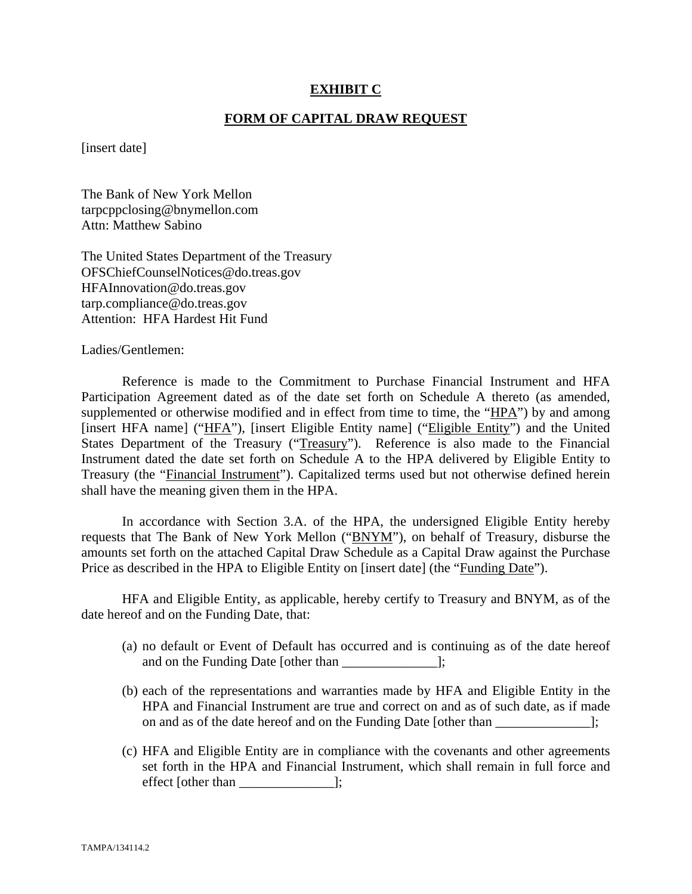# EXHIBIT C

## FORM OF CAPITAL DRAW REQUEST

[insert date]

The Bank of New York Mellon
tarpcppclosing@bnymellon.com
Attn: Matthew Sabino

The United States Department of the Treasury
OFSChiefCounselNotices@do.treas.gov
HFAInnovation@do.treas.gov
tarp.compliance@do.treas.gov
Attention: HFA Hardest Hit Fund

Ladies/Gentlemen:

Reference is made to the Commitment to Purchase Financial Instrument and HFA Participation Agreement dated as of the date set forth on Schedule A thereto (as amended, supplemented or otherwise modified and in effect from time to time, the "HPA") by and among [insert HFA name] ("HFA"), [insert Eligible Entity name] ("Eligible Entity") and the United States Department of the Treasury ("Treasury"). Reference is also made to the Financial Instrument dated the date set forth on Schedule A to the HPA delivered by Eligible Entity to Treasury (the "Financial Instrument"). Capitalized terms used but not otherwise defined herein shall have the meaning given them in the HPA.

In accordance with Section 3.A. of the HPA, the undersigned Eligible Entity hereby requests that The Bank of New York Mellon ("BNYM"), on behalf of Treasury, disburse the amounts set forth on the attached Capital Draw Schedule as a Capital Draw against the Purchase Price as described in the HPA to Eligible Entity on [insert date] (the "Funding Date").

HFA and Eligible Entity, as applicable, hereby certify to Treasury and BNYM, as of the date hereof and on the Funding Date, that:

(a) no default or Event of Default has occurred and is continuing as of the date hereof and on the Funding Date [other than ______________];

(b) each of the representations and warranties made by HFA and Eligible Entity in the HPA and Financial Instrument are true and correct on and as of such date, as if made on and as of the date hereof and on the Funding Date [other than ______________];

(c) HFA and Eligible Entity are in compliance with the covenants and other agreements set forth in the HPA and Financial Instrument, which shall remain in full force and effect [other than ______________];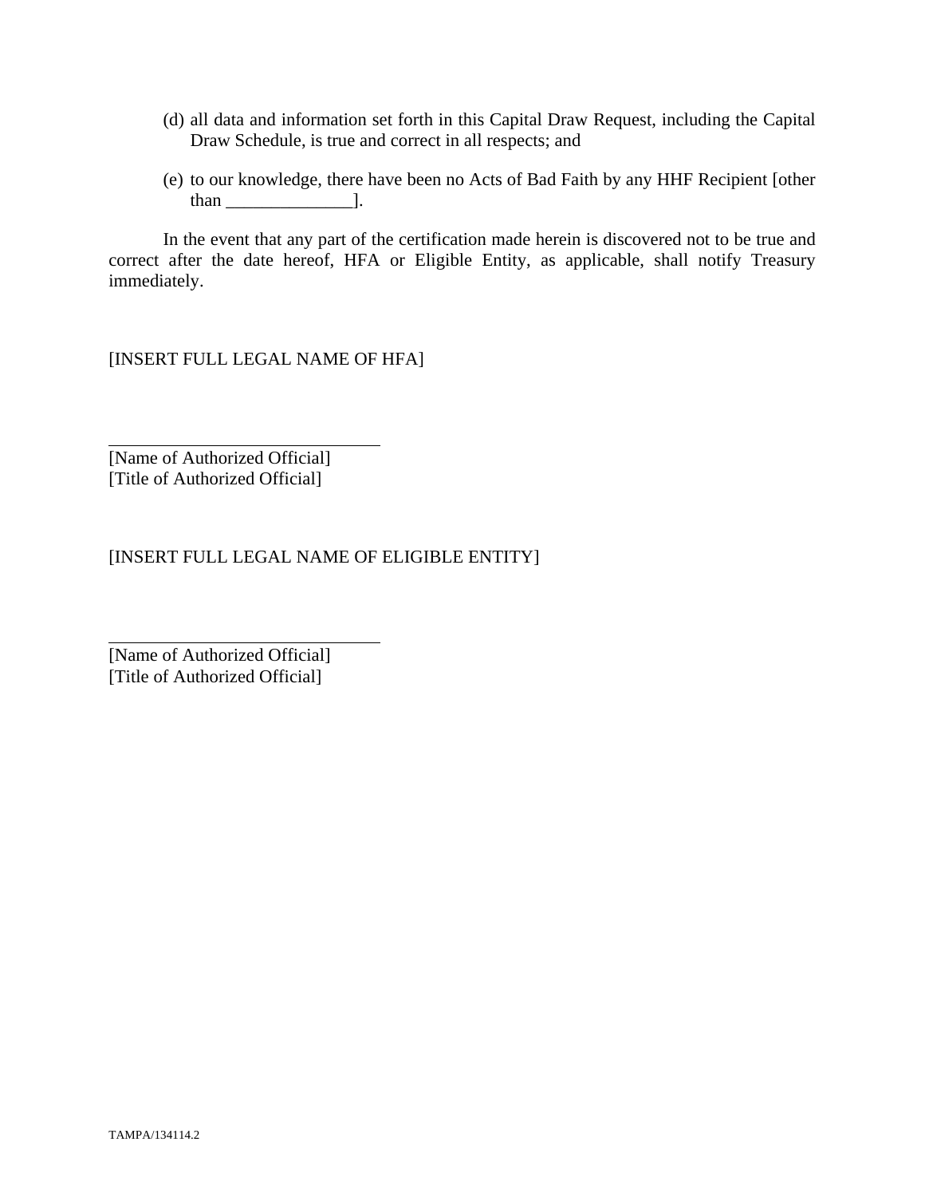(d) all data and information set forth in this Capital Draw Request, including the Capital Draw Schedule, is true and correct in all respects; and

(e) to our knowledge, there have been no Acts of Bad Faith by any HHF Recipient [other than ______________].

In the event that any part of the certification made herein is discovered not to be true and correct after the date hereof, HFA or Eligible Entity, as applicable, shall notify Treasury immediately.

[INSERT FULL LEGAL NAME OF HFA]

______________________________
[Name of Authorized Official]
[Title of Authorized Official]

[INSERT FULL LEGAL NAME OF ELIGIBLE ENTITY]

______________________________
[Name of Authorized Official]
[Title of Authorized Official]

TAMPA/134114.2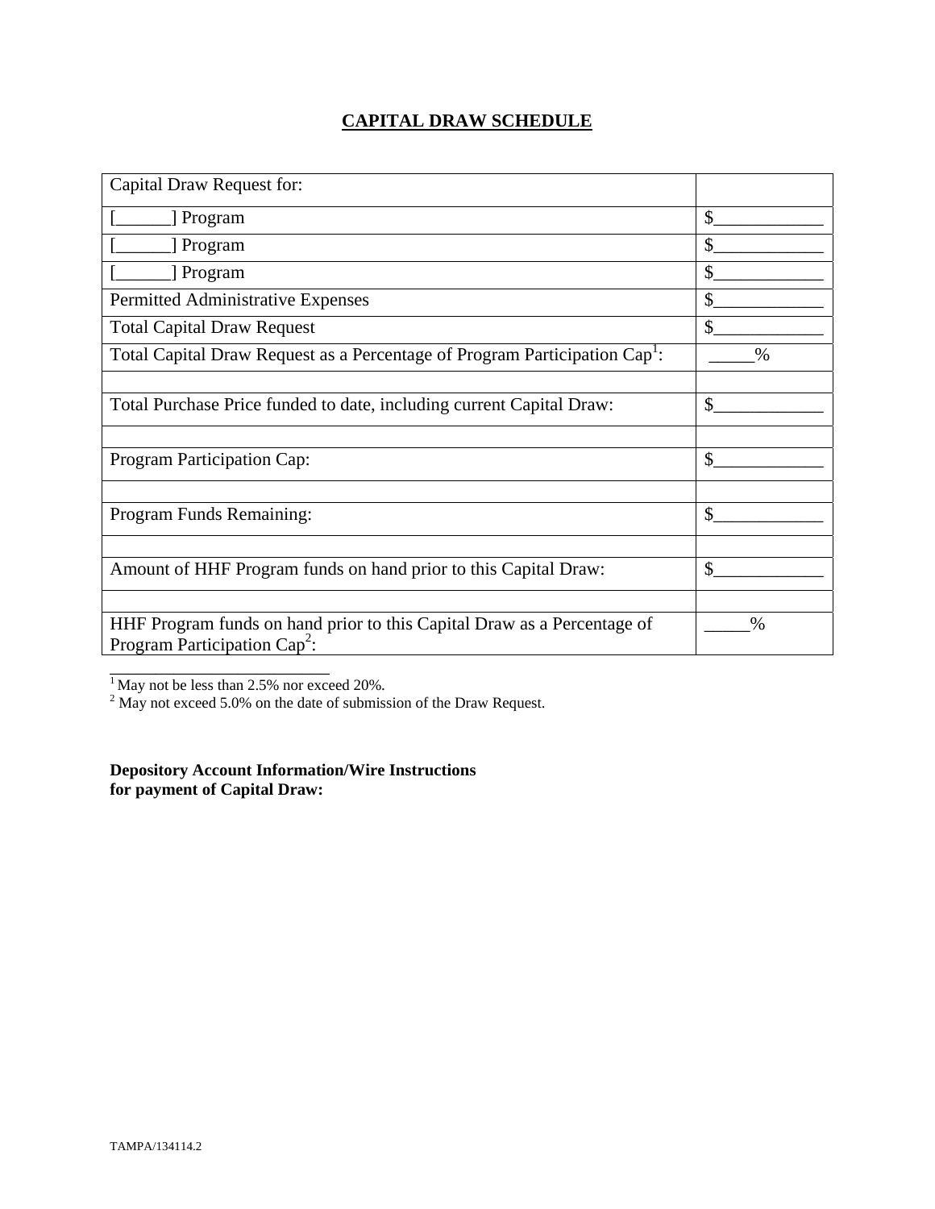## CAPITAL DRAW SCHEDULE

| Capital Draw Request for: | |
|---|---|
| [______] Program | $____________ |
| [______] Program | $____________ |
| [______] Program | $____________ |
| Permitted Administrative Expenses | $____________ |
| Total Capital Draw Request | $____________ |
| Total Capital Draw Request as a Percentage of Program Participation Cap[1]: | _____% |
| | |
| Total Purchase Price funded to date, including current Capital Draw: | $____________ |
| | |
| Program Participation Cap: | $____________ |
| | |
| Program Funds Remaining: | $____________ |
| | |
| Amount of HHF Program funds on hand prior to this Capital Draw: | $____________ |
| | |
| HHF Program funds on hand prior to this Capital Draw as a Percentage of Program Participation Cap[2]: | _____% |

[1] May not be less than 2.5% nor exceed 20%.
[2] May not exceed 5.0% on the date of submission of the Draw Request.

**Depository Account Information/Wire Instructions for payment of Capital Draw:**

TAMPA/134114.2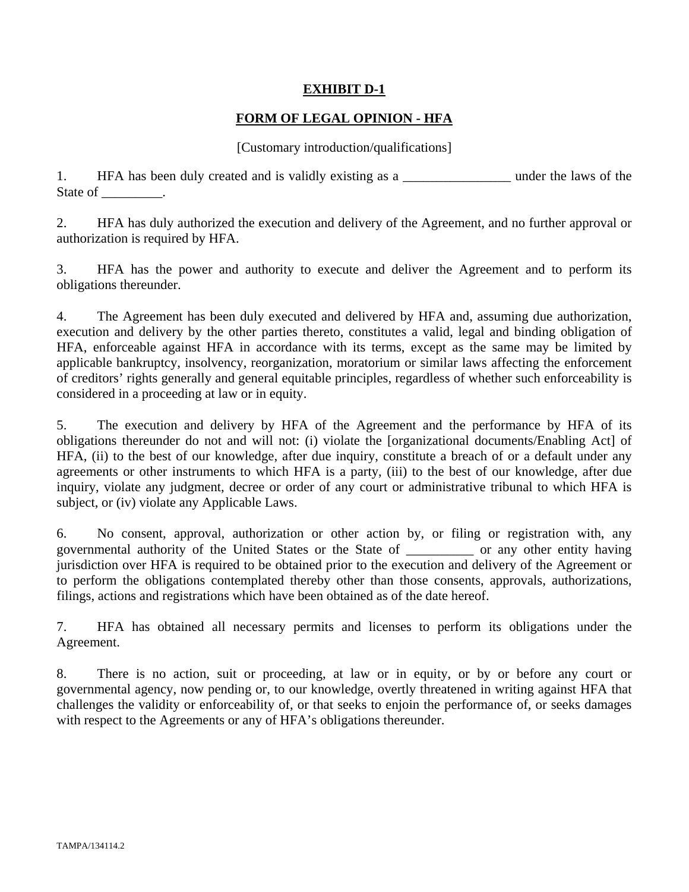**EXHIBIT D-1**

**FORM OF LEGAL OPINION - HFA**

[Customary introduction/qualifications]

1. HFA has been duly created and is validly existing as a ________________ under the laws of the State of _________.

2. HFA has duly authorized the execution and delivery of the Agreement, and no further approval or authorization is required by HFA.

3. HFA has the power and authority to execute and deliver the Agreement and to perform its obligations thereunder.

4. The Agreement has been duly executed and delivered by HFA and, assuming due authorization, execution and delivery by the other parties thereto, constitutes a valid, legal and binding obligation of HFA, enforceable against HFA in accordance with its terms, except as the same may be limited by applicable bankruptcy, insolvency, reorganization, moratorium or similar laws affecting the enforcement of creditors' rights generally and general equitable principles, regardless of whether such enforceability is considered in a proceeding at law or in equity.

5. The execution and delivery by HFA of the Agreement and the performance by HFA of its obligations thereunder do not and will not: (i) violate the [organizational documents/Enabling Act] of HFA, (ii) to the best of our knowledge, after due inquiry, constitute a breach of or a default under any agreements or other instruments to which HFA is a party, (iii) to the best of our knowledge, after due inquiry, violate any judgment, decree or order of any court or administrative tribunal to which HFA is subject, or (iv) violate any Applicable Laws.

6. No consent, approval, authorization or other action by, or filing or registration with, any governmental authority of the United States or the State of __________ or any other entity having jurisdiction over HFA is required to be obtained prior to the execution and delivery of the Agreement or to perform the obligations contemplated thereby other than those consents, approvals, authorizations, filings, actions and registrations which have been obtained as of the date hereof.

7. HFA has obtained all necessary permits and licenses to perform its obligations under the Agreement.

8. There is no action, suit or proceeding, at law or in equity, or by or before any court or governmental agency, now pending or, to our knowledge, overtly threatened in writing against HFA that challenges the validity or enforceability of, or that seeks to enjoin the performance of, or seeks damages with respect to the Agreements or any of HFA's obligations thereunder.

TAMPA/134114.2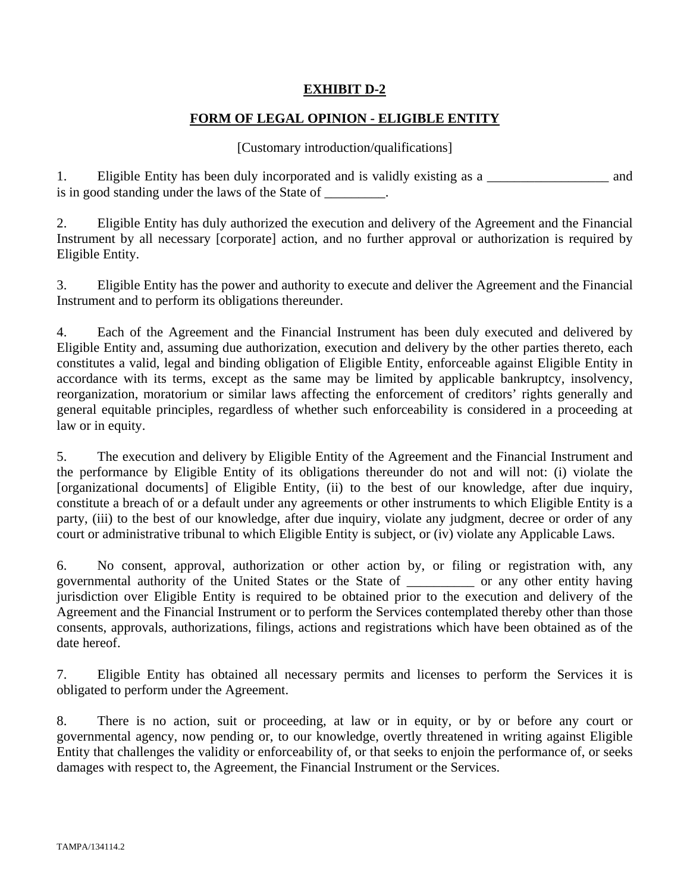**EXHIBIT D-2**

**FORM OF LEGAL OPINION - ELIGIBLE ENTITY**

[Customary introduction/qualifications]

1. Eligible Entity has been duly incorporated and is validly existing as a __________________ and is in good standing under the laws of the State of _________.

2. Eligible Entity has duly authorized the execution and delivery of the Agreement and the Financial Instrument by all necessary [corporate] action, and no further approval or authorization is required by Eligible Entity.

3. Eligible Entity has the power and authority to execute and deliver the Agreement and the Financial Instrument and to perform its obligations thereunder.

4. Each of the Agreement and the Financial Instrument has been duly executed and delivered by Eligible Entity and, assuming due authorization, execution and delivery by the other parties thereto, each constitutes a valid, legal and binding obligation of Eligible Entity, enforceable against Eligible Entity in accordance with its terms, except as the same may be limited by applicable bankruptcy, insolvency, reorganization, moratorium or similar laws affecting the enforcement of creditors' rights generally and general equitable principles, regardless of whether such enforceability is considered in a proceeding at law or in equity.

5. The execution and delivery by Eligible Entity of the Agreement and the Financial Instrument and the performance by Eligible Entity of its obligations thereunder do not and will not: (i) violate the [organizational documents] of Eligible Entity, (ii) to the best of our knowledge, after due inquiry, constitute a breach of or a default under any agreements or other instruments to which Eligible Entity is a party, (iii) to the best of our knowledge, after due inquiry, violate any judgment, decree or order of any court or administrative tribunal to which Eligible Entity is subject, or (iv) violate any Applicable Laws.

6. No consent, approval, authorization or other action by, or filing or registration with, any governmental authority of the United States or the State of __________ or any other entity having jurisdiction over Eligible Entity is required to be obtained prior to the execution and delivery of the Agreement and the Financial Instrument or to perform the Services contemplated thereby other than those consents, approvals, authorizations, filings, actions and registrations which have been obtained as of the date hereof.

7. Eligible Entity has obtained all necessary permits and licenses to perform the Services it is obligated to perform under the Agreement.

8. There is no action, suit or proceeding, at law or in equity, or by or before any court or governmental agency, now pending or, to our knowledge, overtly threatened in writing against Eligible Entity that challenges the validity or enforceability of, or that seeks to enjoin the performance of, or seeks damages with respect to, the Agreement, the Financial Instrument or the Services.

TAMPA/134114.2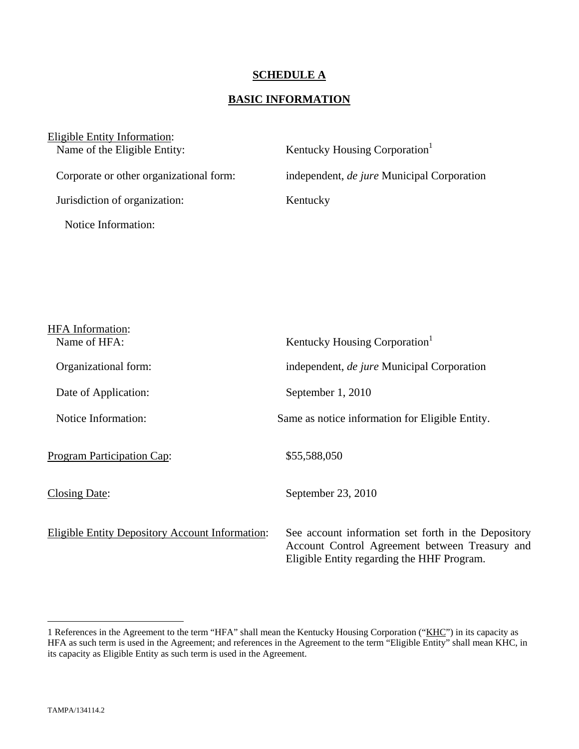# SCHEDULE A

## BASIC INFORMATION

Eligible Entity Information:

| | |
|---|---|
| Name of the Eligible Entity: | Kentucky Housing Corporation[1] |
| Corporate or other organizational form: | independent, *de jure* Municipal Corporation |
| Jurisdiction of organization: | Kentucky |
| Notice Information: | |

HFA Information:

| | |
|---|---|
| Name of HFA: | Kentucky Housing Corporation[1] |
| Organizational form: | independent, *de jure* Municipal Corporation |
| Date of Application: | September 1, 2010 |
| Notice Information: | Same as notice information for Eligible Entity. |

| | |
|---|---|
| Program Participation Cap: | $55,588,050 |
| Closing Date: | September 23, 2010 |
| Eligible Entity Depository Account Information: | See account information set forth in the Depository Account Control Agreement between Treasury and Eligible Entity regarding the HHF Program. |

---

1 References in the Agreement to the term "HFA" shall mean the Kentucky Housing Corporation ("KHC") in its capacity as HFA as such term is used in the Agreement; and references in the Agreement to the term "Eligible Entity" shall mean KHC, in its capacity as Eligible Entity as such term is used in the Agreement.

TAMPA/134114.2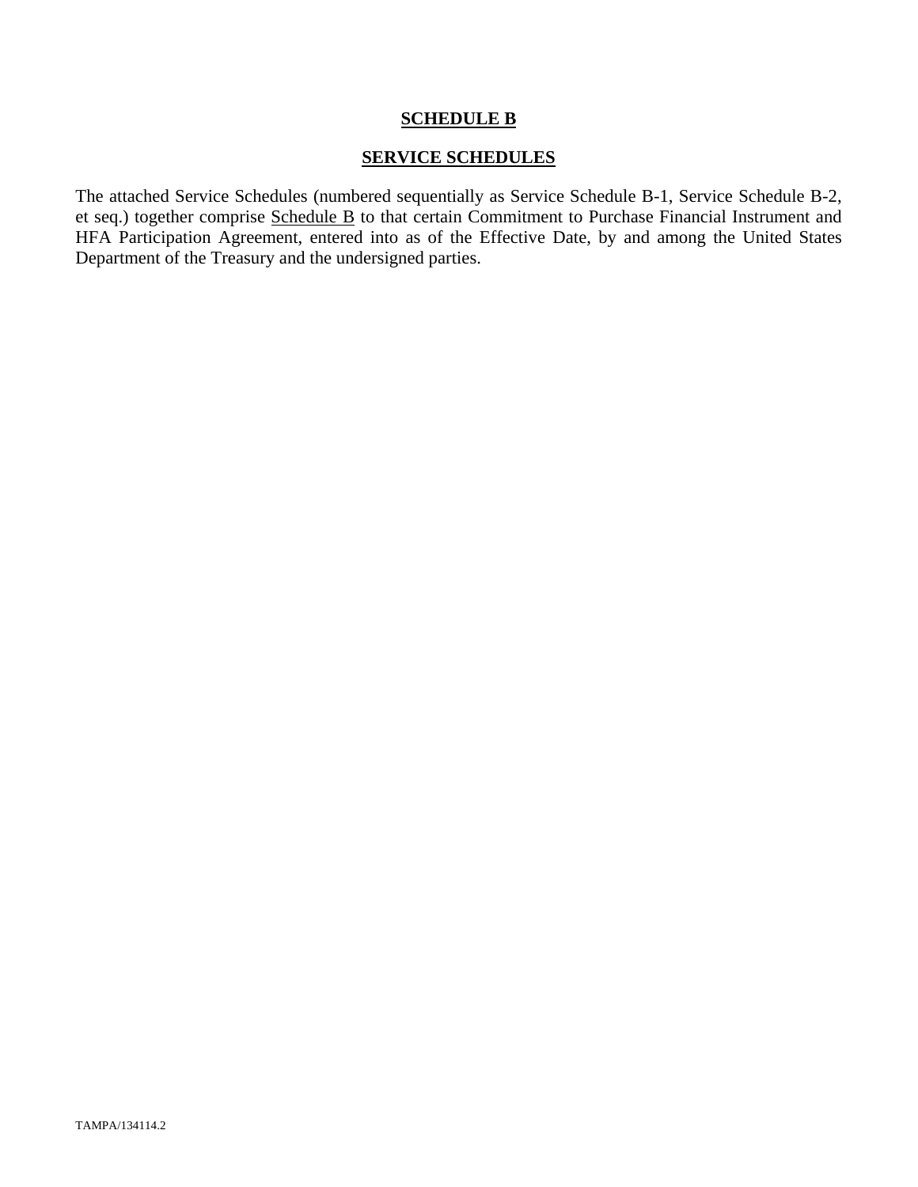# SCHEDULE B

## SERVICE SCHEDULES

The attached Service Schedules (numbered sequentially as Service Schedule B-1, Service Schedule B-2, et seq.) together comprise Schedule B to that certain Commitment to Purchase Financial Instrument and HFA Participation Agreement, entered into as of the Effective Date, by and among the United States Department of the Treasury and the undersigned parties.

TAMPA/134114.2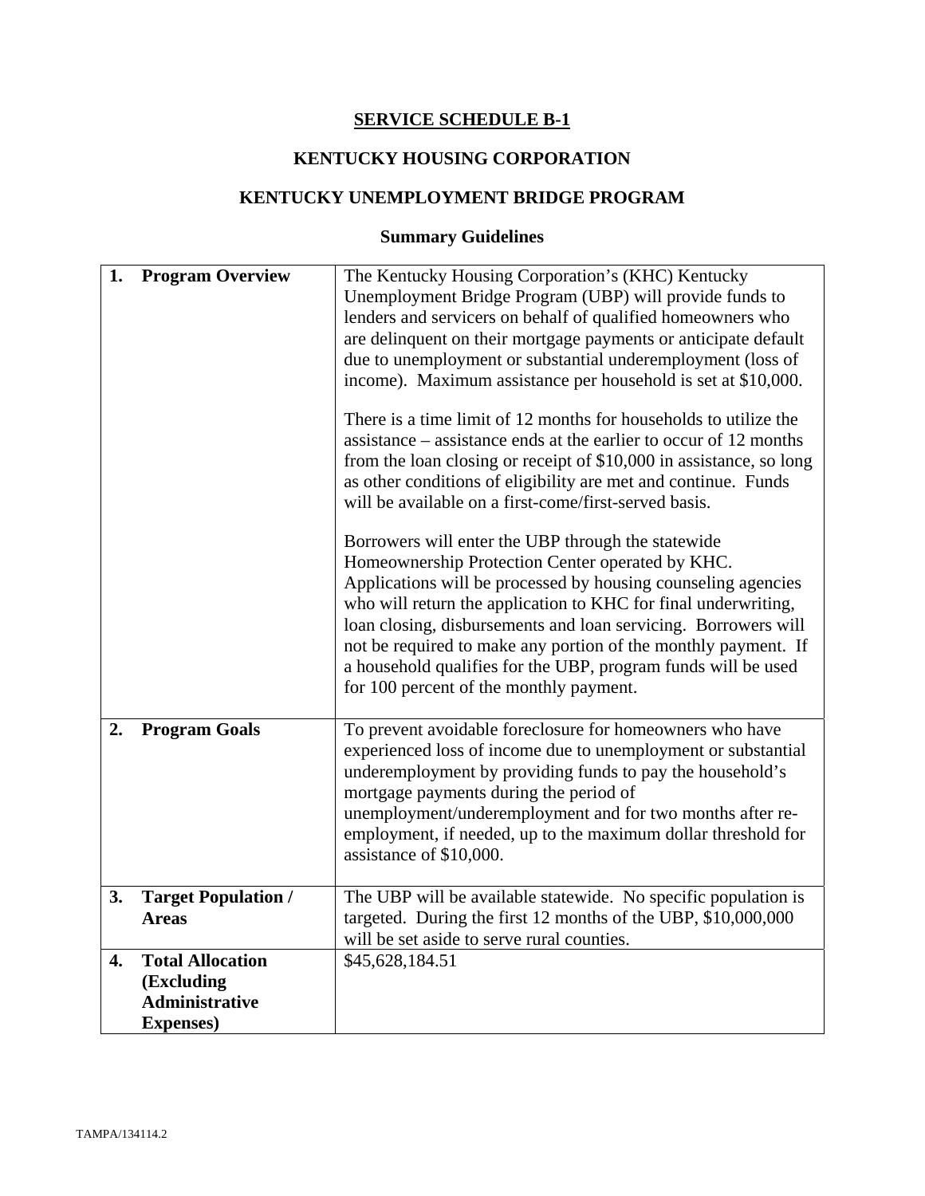**SERVICE SCHEDULE B-1**

**KENTUCKY HOUSING CORPORATION**

**KENTUCKY UNEMPLOYMENT BRIDGE PROGRAM**

**Summary Guidelines**

| | |
|---|---|
| **1. Program Overview** | The Kentucky Housing Corporation's (KHC) Kentucky Unemployment Bridge Program (UBP) will provide funds to lenders and servicers on behalf of qualified homeowners who are delinquent on their mortgage payments or anticipate default due to unemployment or substantial underemployment (loss of income). Maximum assistance per household is set at $10,000.<br><br>There is a time limit of 12 months for households to utilize the assistance – assistance ends at the earlier to occur of 12 months from the loan closing or receipt of $10,000 in assistance, so long as other conditions of eligibility are met and continue. Funds will be available on a first-come/first-served basis.<br><br>Borrowers will enter the UBP through the statewide Homeownership Protection Center operated by KHC. Applications will be processed by housing counseling agencies who will return the application to KHC for final underwriting, loan closing, disbursements and loan servicing. Borrowers will not be required to make any portion of the monthly payment. If a household qualifies for the UBP, program funds will be used for 100 percent of the monthly payment. |
| **2. Program Goals** | To prevent avoidable foreclosure for homeowners who have experienced loss of income due to unemployment or substantial underemployment by providing funds to pay the household's mortgage payments during the period of unemployment/underemployment and for two months after re-employment, if needed, up to the maximum dollar threshold for assistance of $10,000. |
| **3. Target Population / Areas** | The UBP will be available statewide. No specific population is targeted. During the first 12 months of the UBP, $10,000,000 will be set aside to serve rural counties. |
| **4. Total Allocation (Excluding Administrative Expenses)** | $45,628,184.51 |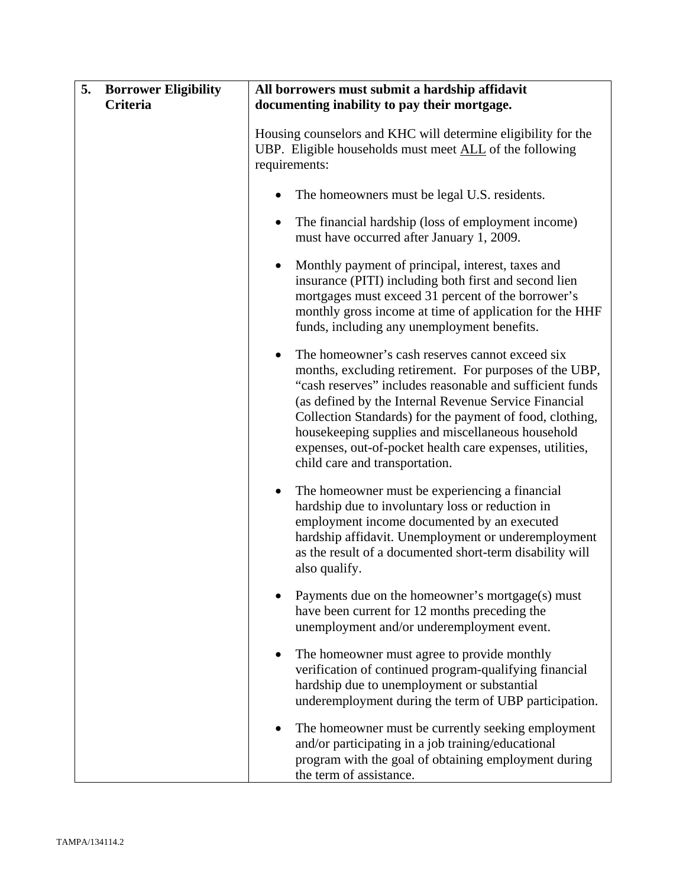| 5. Borrower Eligibility Criteria | **All borrowers must submit a hardship affidavit documenting inability to pay their mortgage.**<br><br>Housing counselors and KHC will determine eligibility for the UBP. Eligible households must meet ALL of the following requirements:<br><br>• The homeowners must be legal U.S. residents.<br><br>• The financial hardship (loss of employment income) must have occurred after January 1, 2009.<br><br>• Monthly payment of principal, interest, taxes and insurance (PITI) including both first and second lien mortgages must exceed 31 percent of the borrower's monthly gross income at time of application for the HHF funds, including any unemployment benefits.<br><br>• The homeowner's cash reserves cannot exceed six months, excluding retirement. For purposes of the UBP, "cash reserves" includes reasonable and sufficient funds (as defined by the Internal Revenue Service Financial Collection Standards) for the payment of food, clothing, housekeeping supplies and miscellaneous household expenses, out-of-pocket health care expenses, utilities, child care and transportation.<br><br>• The homeowner must be experiencing a financial hardship due to involuntary loss or reduction in employment income documented by an executed hardship affidavit. Unemployment or underemployment as the result of a documented short-term disability will also qualify.<br><br>• Payments due on the homeowner's mortgage(s) must have been current for 12 months preceding the unemployment and/or underemployment event.<br><br>• The homeowner must agree to provide monthly verification of continued program-qualifying financial hardship due to unemployment or substantial underemployment during the term of UBP participation.<br><br>• The homeowner must be currently seeking employment and/or participating in a job training/educational program with the goal of obtaining employment during the term of assistance. |
|---|---|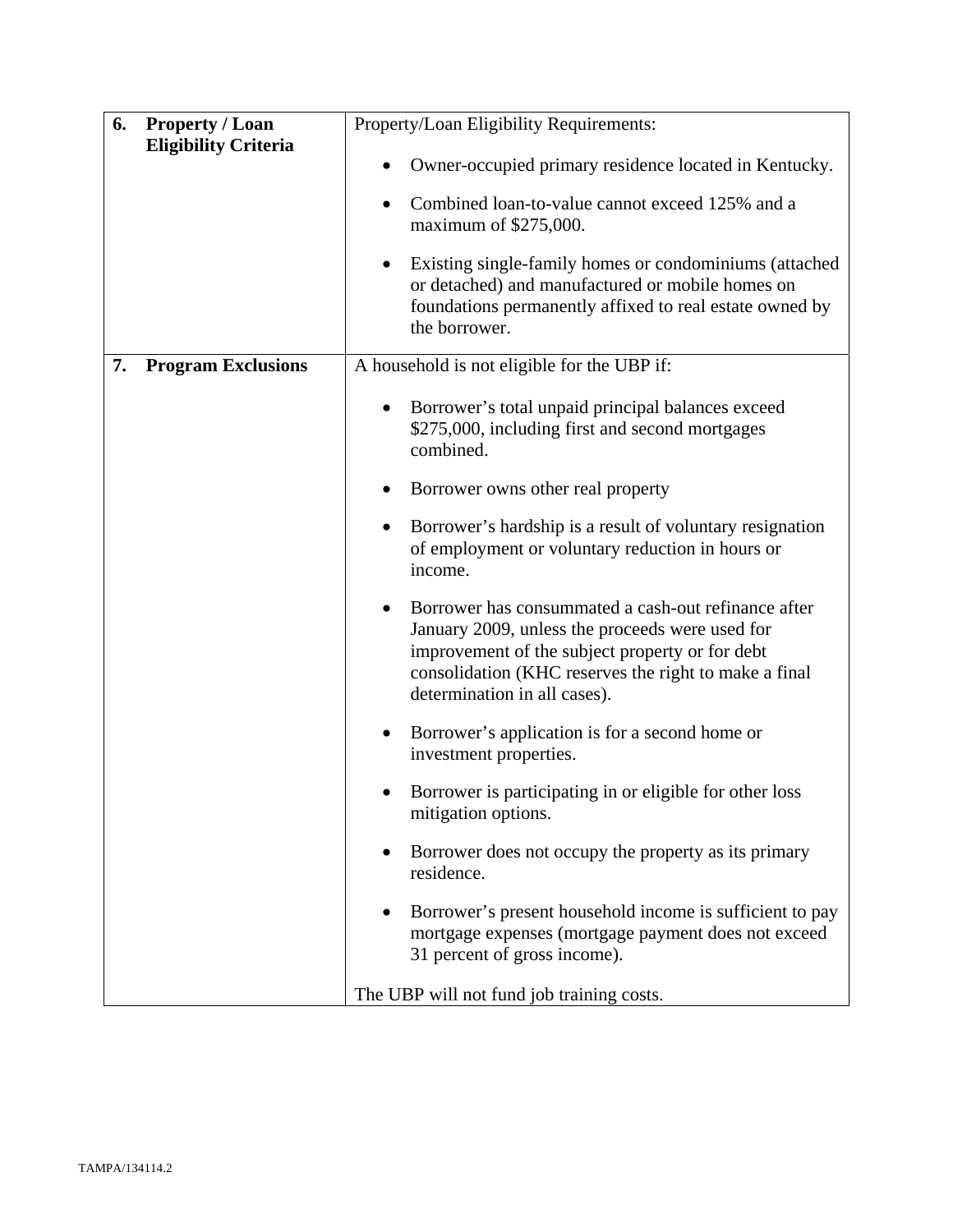| | |
|---|---|
| **6. Property / Loan Eligibility Criteria** | Property/Loan Eligibility Requirements:<br><br>• Owner-occupied primary residence located in Kentucky.<br><br>• Combined loan-to-value cannot exceed 125% and a maximum of $275,000.<br><br>• Existing single-family homes or condominiums (attached or detached) and manufactured or mobile homes on foundations permanently affixed to real estate owned by the borrower. |
| **7. Program Exclusions** | A household is not eligible for the UBP if:<br><br>• Borrower's total unpaid principal balances exceed $275,000, including first and second mortgages combined.<br><br>• Borrower owns other real property<br><br>• Borrower's hardship is a result of voluntary resignation of employment or voluntary reduction in hours or income.<br><br>• Borrower has consummated a cash-out refinance after January 2009, unless the proceeds were used for improvement of the subject property or for debt consolidation (KHC reserves the right to make a final determination in all cases).<br><br>• Borrower's application is for a second home or investment properties.<br><br>• Borrower is participating in or eligible for other loss mitigation options.<br><br>• Borrower does not occupy the property as its primary residence.<br><br>• Borrower's present household income is sufficient to pay mortgage expenses (mortgage payment does not exceed 31 percent of gross income).<br><br>The UBP will not fund job training costs. |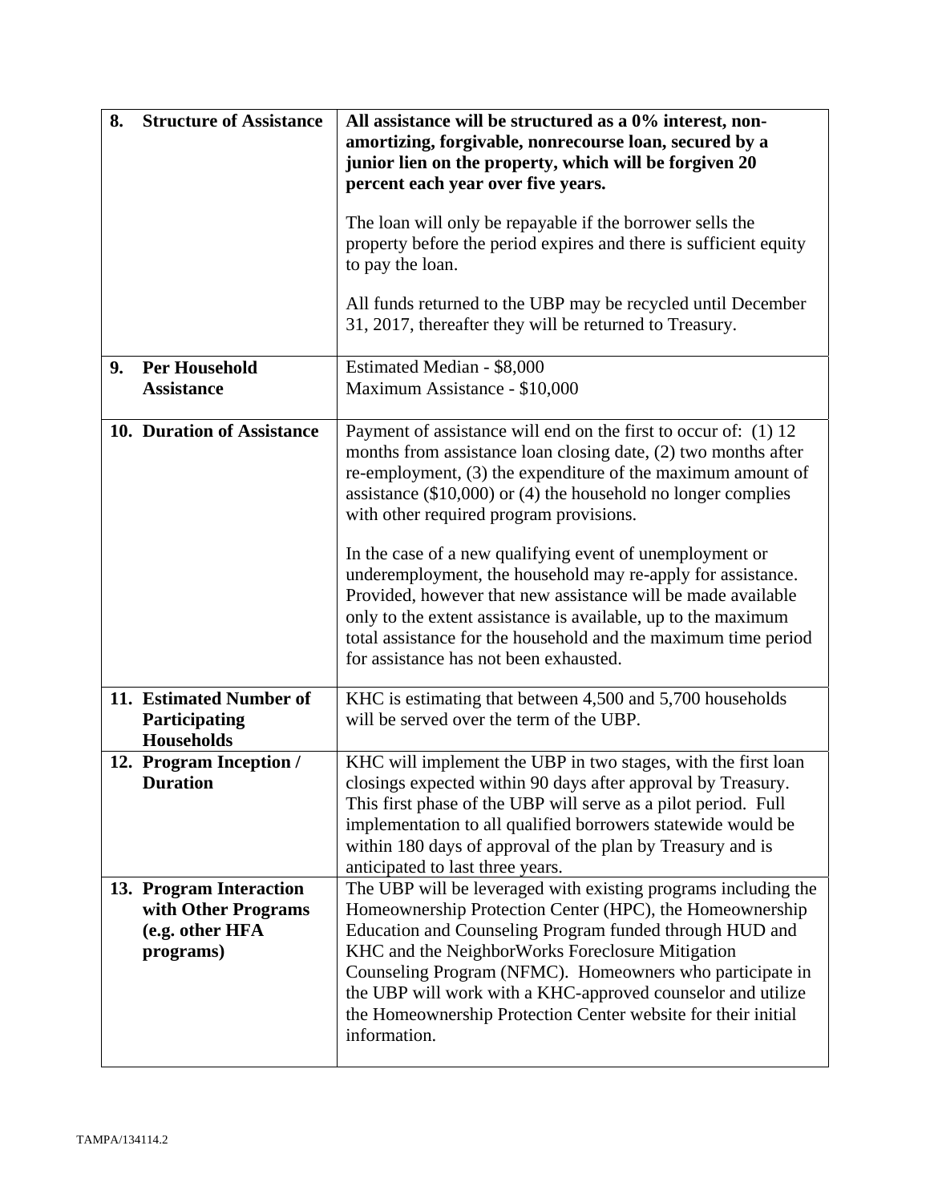| 8. **Structure of Assistance** | **All assistance will be structured as a 0% interest, non-amortizing, forgivable, nonrecourse loan, secured by a junior lien on the property, which will be forgiven 20 percent each year over five years.**<br><br>The loan will only be repayable if the borrower sells the property before the period expires and there is sufficient equity to pay the loan.<br><br>All funds returned to the UBP may be recycled until December 31, 2017, thereafter they will be returned to Treasury. |
|---|---|
| 9. **Per Household Assistance** | Estimated Median - $8,000<br>Maximum Assistance - $10,000 |
| 10. **Duration of Assistance** | Payment of assistance will end on the first to occur of: (1) 12 months from assistance loan closing date, (2) two months after re-employment, (3) the expenditure of the maximum amount of assistance ($10,000) or (4) the household no longer complies with other required program provisions.<br><br>In the case of a new qualifying event of unemployment or underemployment, the household may re-apply for assistance. Provided, however that new assistance will be made available only to the extent assistance is available, up to the maximum total assistance for the household and the maximum time period for assistance has not been exhausted. |
| 11. **Estimated Number of Participating Households** | KHC is estimating that between 4,500 and 5,700 households will be served over the term of the UBP. |
| 12. **Program Inception / Duration** | KHC will implement the UBP in two stages, with the first loan closings expected within 90 days after approval by Treasury. This first phase of the UBP will serve as a pilot period. Full implementation to all qualified borrowers statewide would be within 180 days of approval of the plan by Treasury and is anticipated to last three years. |
| 13. **Program Interaction with Other Programs (e.g. other HFA programs)** | The UBP will be leveraged with existing programs including the Homeownership Protection Center (HPC), the Homeownership Education and Counseling Program funded through HUD and KHC and the NeighborWorks Foreclosure Mitigation Counseling Program (NFMC). Homeowners who participate in the UBP will work with a KHC-approved counselor and utilize the Homeownership Protection Center website for their initial information. |

TAMPA/134114.2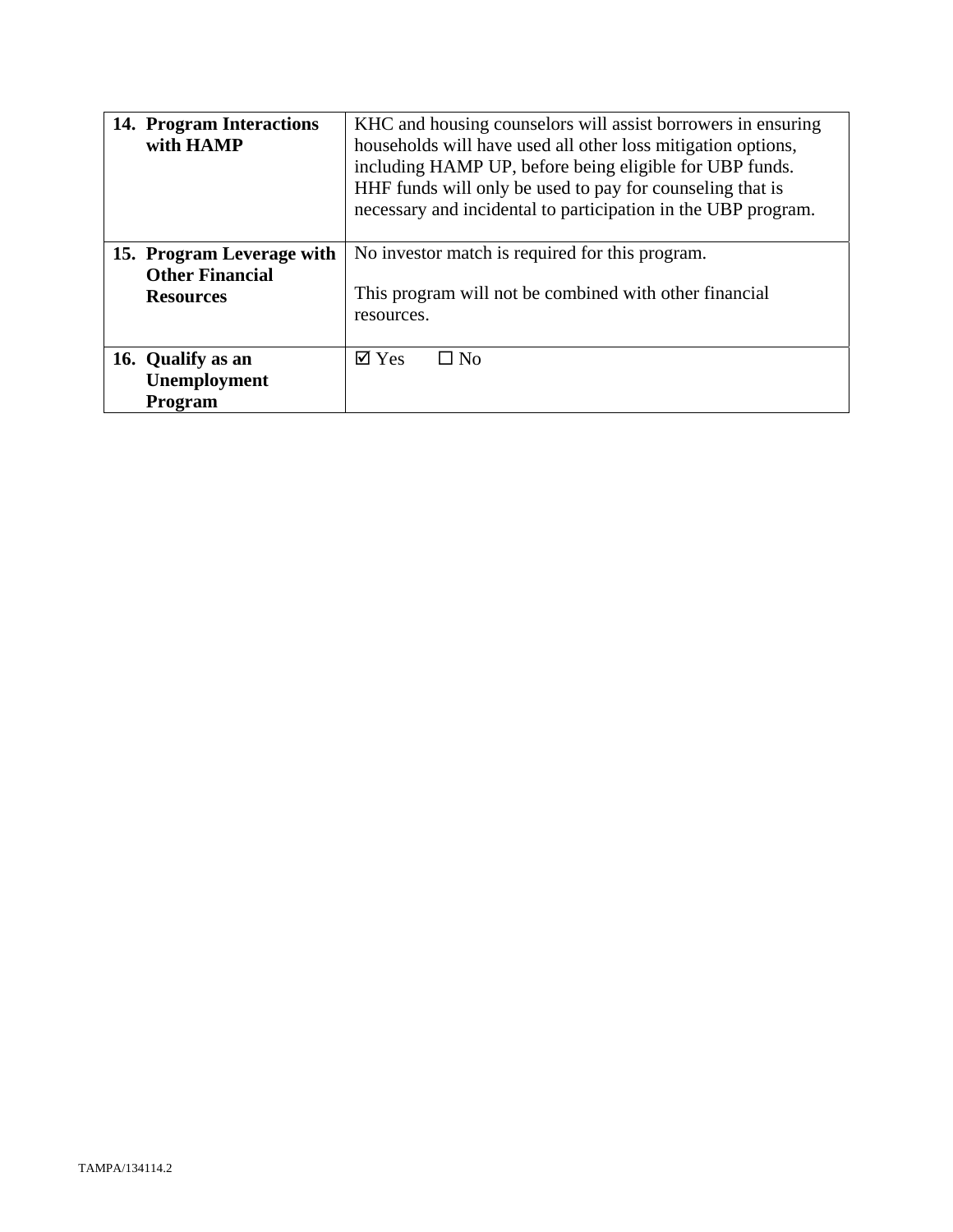| | |
|---|---|
| **14. Program Interactions with HAMP** | KHC and housing counselors will assist borrowers in ensuring households will have used all other loss mitigation options, including HAMP UP, before being eligible for UBP funds. HHF funds will only be used to pay for counseling that is necessary and incidental to participation in the UBP program. |
| **15. Program Leverage with Other Financial Resources** | No investor match is required for this program.<br><br>This program will not be combined with other financial resources. |
| **16. Qualify as an Unemployment Program** | ☑ Yes ☐ No |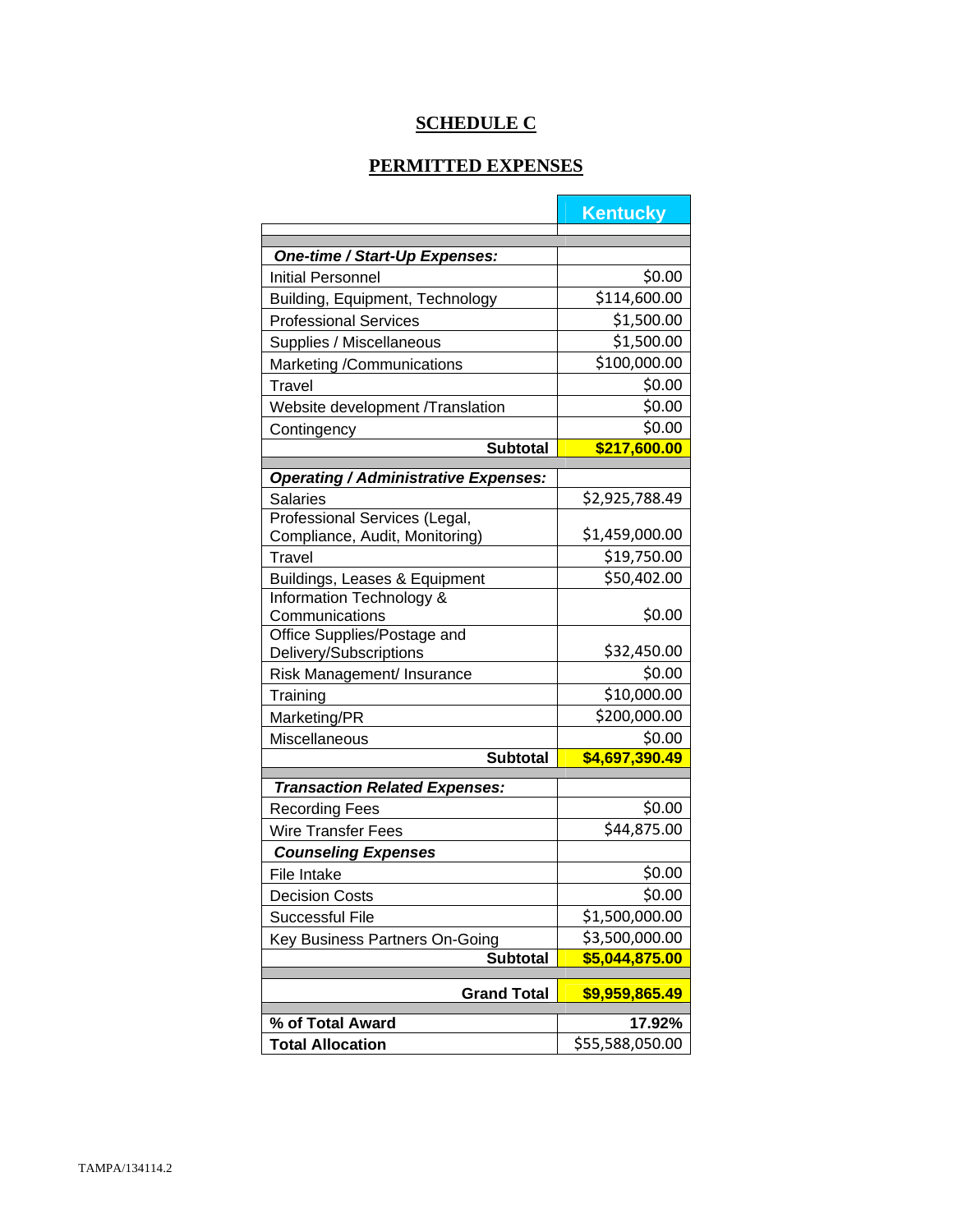# SCHEDULE C

## PERMITTED EXPENSES

| | Kentucky |
|---|---|
| ***One-time / Start-Up Expenses:*** | |
| Initial Personnel | $0.00 |
| Building, Equipment, Technology | $114,600.00 |
| Professional Services | $1,500.00 |
| Supplies / Miscellaneous | $1,500.00 |
| Marketing /Communications | $100,000.00 |
| Travel | $0.00 |
| Website development /Translation | $0.00 |
| Contingency | $0.00 |
| **Subtotal** | **$217,600.00** |
| ***Operating / Administrative Expenses:*** | |
| Salaries | $2,925,788.49 |
| Professional Services (Legal, Compliance, Audit, Monitoring) | $1,459,000.00 |
| Travel | $19,750.00 |
| Buildings, Leases & Equipment | $50,402.00 |
| Information Technology & Communications | $0.00 |
| Office Supplies/Postage and Delivery/Subscriptions | $32,450.00 |
| Risk Management/ Insurance | $0.00 |
| Training | $10,000.00 |
| Marketing/PR | $200,000.00 |
| Miscellaneous | $0.00 |
| **Subtotal** | **$4,697,390.49** |
| ***Transaction Related Expenses:*** | |
| Recording Fees | $0.00 |
| Wire Transfer Fees | $44,875.00 |
| ***Counseling Expenses*** | |
| File Intake | $0.00 |
| Decision Costs | $0.00 |
| Successful File | $1,500,000.00 |
| Key Business Partners On-Going | $3,500,000.00 |
| **Subtotal** | **$5,044,875.00** |
| **Grand Total** | **$9,959,865.49** |
| **% of Total Award** | **17.92%** |
| **Total Allocation** | $55,588,050.00 |

TAMPA/134114.2